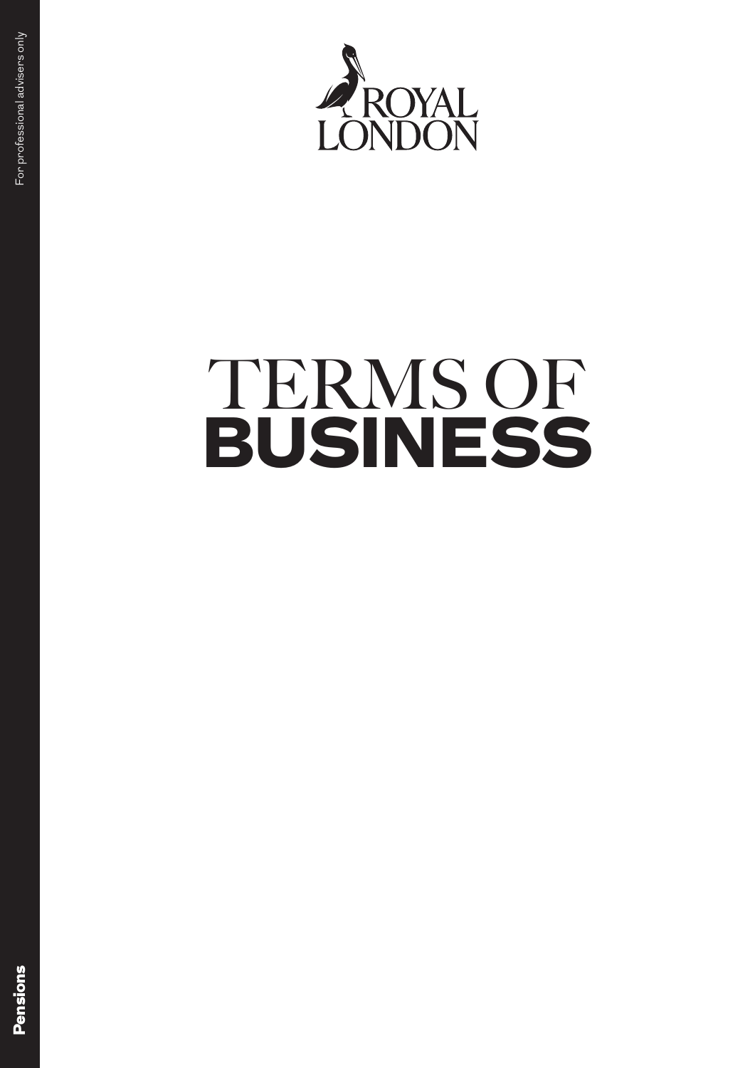For professional advisers only

ROYAL LONDON

# TERMS OF **BUSINESS**

**Pensions**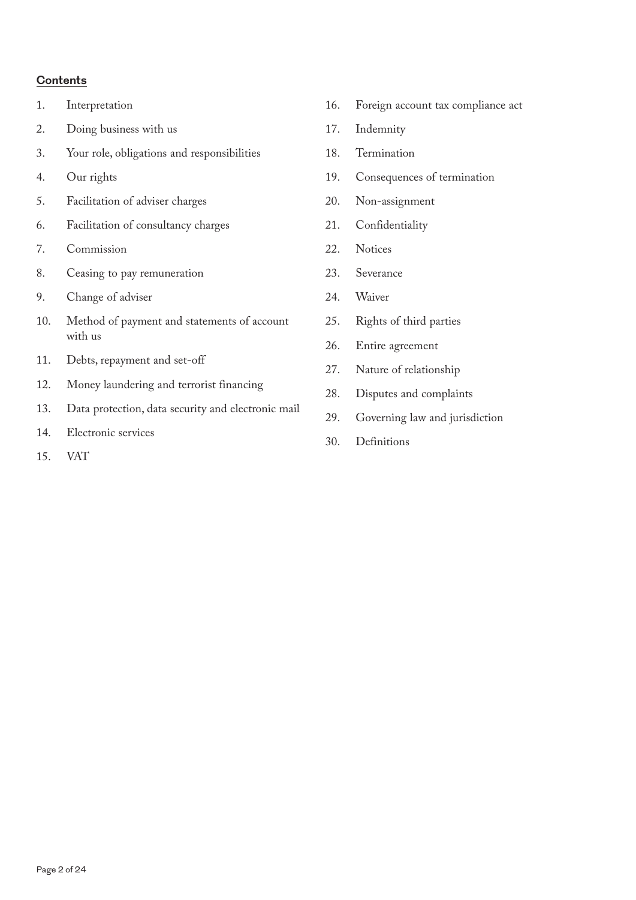## Contents

1. Interpretation
2. Doing business with us
3. Your role, obligations and responsibilities
4. Our rights
5. Facilitation of adviser charges
6. Facilitation of consultancy charges
7. Commission
8. Ceasing to pay remuneration
9. Change of adviser
10. Method of payment and statements of account with us
11. Debts, repayment and set-off
12. Money laundering and terrorist financing
13. Data protection, data security and electronic mail
14. Electronic services
15. VAT
16. Foreign account tax compliance act
17. Indemnity
18. Termination
19. Consequences of termination
20. Non-assignment
21. Confidentiality
22. Notices
23. Severance
24. Waiver
25. Rights of third parties
26. Entire agreement
27. Nature of relationship
28. Disputes and complaints
29. Governing law and jurisdiction
30. Definitions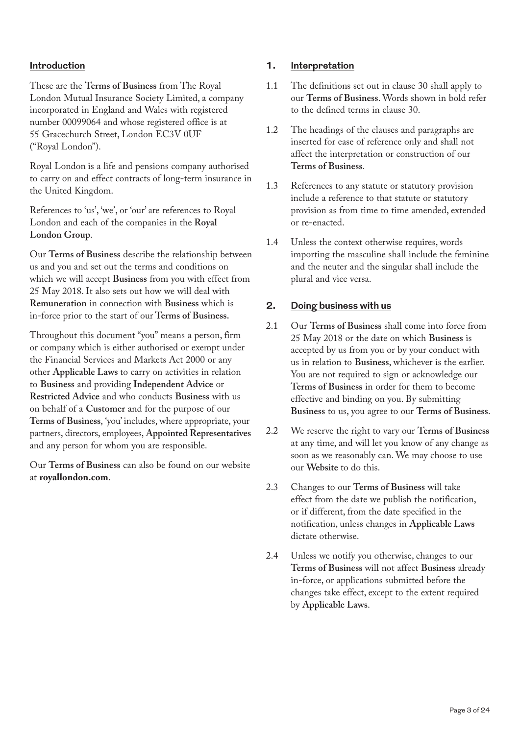## Introduction

These are the **Terms of Business** from The Royal London Mutual Insurance Society Limited, a company incorporated in England and Wales with registered number 00099064 and whose registered office is at 55 Gracechurch Street, London EC3V 0UF ("Royal London").

Royal London is a life and pensions company authorised to carry on and effect contracts of long-term insurance in the United Kingdom.

References to 'us', 'we', or 'our' are references to Royal London and each of the companies in the **Royal London Group**.

Our **Terms of Business** describe the relationship between us and you and set out the terms and conditions on which we will accept **Business** from you with effect from 25 May 2018. It also sets out how we will deal with **Remuneration** in connection with **Business** which is in-force prior to the start of our **Terms of Business.**

Throughout this document "you" means a person, firm or company which is either authorised or exempt under the Financial Services and Markets Act 2000 or any other **Applicable Laws** to carry on activities in relation to **Business** and providing **Independent Advice** or **Restricted Advice** and who conducts **Business** with us on behalf of a **Customer** and for the purpose of our **Terms of Business**, 'you' includes, where appropriate, your partners, directors, employees, **Appointed Representatives** and any person for whom you are responsible.

Our **Terms of Business** can also be found on our website at **royallondon.com**.

## 1. Interpretation

1.1 The definitions set out in clause 30 shall apply to our **Terms of Business**. Words shown in bold refer to the defined terms in clause 30.

1.2 The headings of the clauses and paragraphs are inserted for ease of reference only and shall not affect the interpretation or construction of our **Terms of Business**.

1.3 References to any statute or statutory provision include a reference to that statute or statutory provision as from time to time amended, extended or re-enacted.

1.4 Unless the context otherwise requires, words importing the masculine shall include the feminine and the neuter and the singular shall include the plural and vice versa.

## 2. Doing business with us

2.1 Our **Terms of Business** shall come into force from 25 May 2018 or the date on which **Business** is accepted by us from you or by your conduct with us in relation to **Business**, whichever is the earlier. You are not required to sign or acknowledge our **Terms of Business** in order for them to become effective and binding on you. By submitting **Business** to us, you agree to our **Terms of Business**.

2.2 We reserve the right to vary our **Terms of Business** at any time, and will let you know of any change as soon as we reasonably can. We may choose to use our **Website** to do this.

2.3 Changes to our **Terms of Business** will take effect from the date we publish the notification, or if different, from the date specified in the notification, unless changes in **Applicable Laws** dictate otherwise.

2.4 Unless we notify you otherwise, changes to our **Terms of Business** will not affect **Business** already in-force, or applications submitted before the changes take effect, except to the extent required by **Applicable Laws**.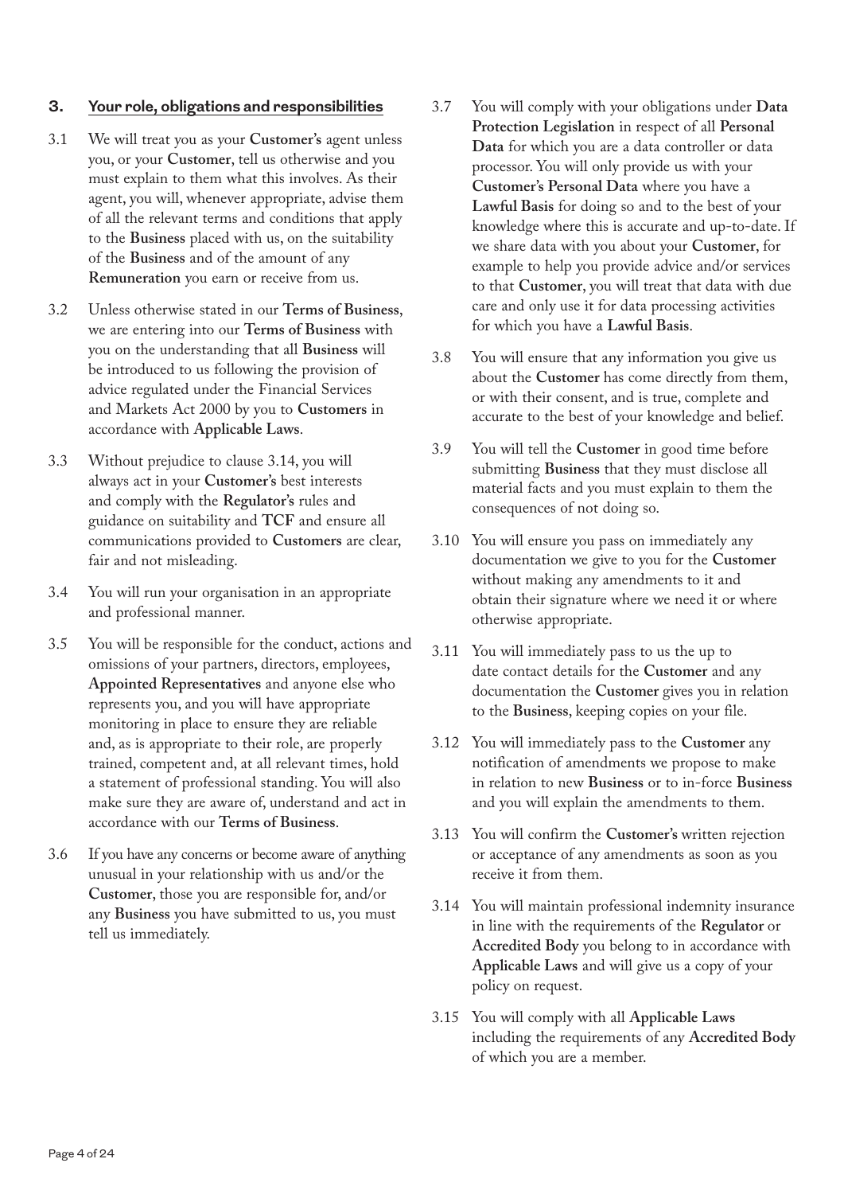## 3. Your role, obligations and responsibilities

3.1 We will treat you as your **Customer's** agent unless you, or your **Customer**, tell us otherwise and you must explain to them what this involves. As their agent, you will, whenever appropriate, advise them of all the relevant terms and conditions that apply to the **Business** placed with us, on the suitability of the **Business** and of the amount of any **Remuneration** you earn or receive from us.

3.2 Unless otherwise stated in our **Terms of Business**, we are entering into our **Terms of Business** with you on the understanding that all **Business** will be introduced to us following the provision of advice regulated under the Financial Services and Markets Act 2000 by you to **Customers** in accordance with **Applicable Laws**.

3.3 Without prejudice to clause 3.14, you will always act in your **Customer's** best interests and comply with the **Regulator's** rules and guidance on suitability and **TCF** and ensure all communications provided to **Customers** are clear, fair and not misleading.

3.4 You will run your organisation in an appropriate and professional manner.

3.5 You will be responsible for the conduct, actions and omissions of your partners, directors, employees, **Appointed Representatives** and anyone else who represents you, and you will have appropriate monitoring in place to ensure they are reliable and, as is appropriate to their role, are properly trained, competent and, at all relevant times, hold a statement of professional standing. You will also make sure they are aware of, understand and act in accordance with our **Terms of Business**.

3.6 If you have any concerns or become aware of anything unusual in your relationship with us and/or the **Customer**, those you are responsible for, and/or any **Business** you have submitted to us, you must tell us immediately.

3.7 You will comply with your obligations under **Data Protection Legislation** in respect of all **Personal Data** for which you are a data controller or data processor. You will only provide us with your **Customer's Personal Data** where you have a **Lawful Basis** for doing so and to the best of your knowledge where this is accurate and up-to-date. If we share data with you about your **Customer**, for example to help you provide advice and/or services to that **Customer**, you will treat that data with due care and only use it for data processing activities for which you have a **Lawful Basis**.

3.8 You will ensure that any information you give us about the **Customer** has come directly from them, or with their consent, and is true, complete and accurate to the best of your knowledge and belief.

3.9 You will tell the **Customer** in good time before submitting **Business** that they must disclose all material facts and you must explain to them the consequences of not doing so.

3.10 You will ensure you pass on immediately any documentation we give to you for the **Customer** without making any amendments to it and obtain their signature where we need it or where otherwise appropriate.

3.11 You will immediately pass to us the up to date contact details for the **Customer** and any documentation the **Customer** gives you in relation to the **Business**, keeping copies on your file.

3.12 You will immediately pass to the **Customer** any notification of amendments we propose to make in relation to new **Business** or to in-force **Business** and you will explain the amendments to them.

3.13 You will confirm the **Customer's** written rejection or acceptance of any amendments as soon as you receive it from them.

3.14 You will maintain professional indemnity insurance in line with the requirements of the **Regulator** or **Accredited Body** you belong to in accordance with **Applicable Laws** and will give us a copy of your policy on request.

3.15 You will comply with all **Applicable Laws** including the requirements of any **Accredited Body** of which you are a member.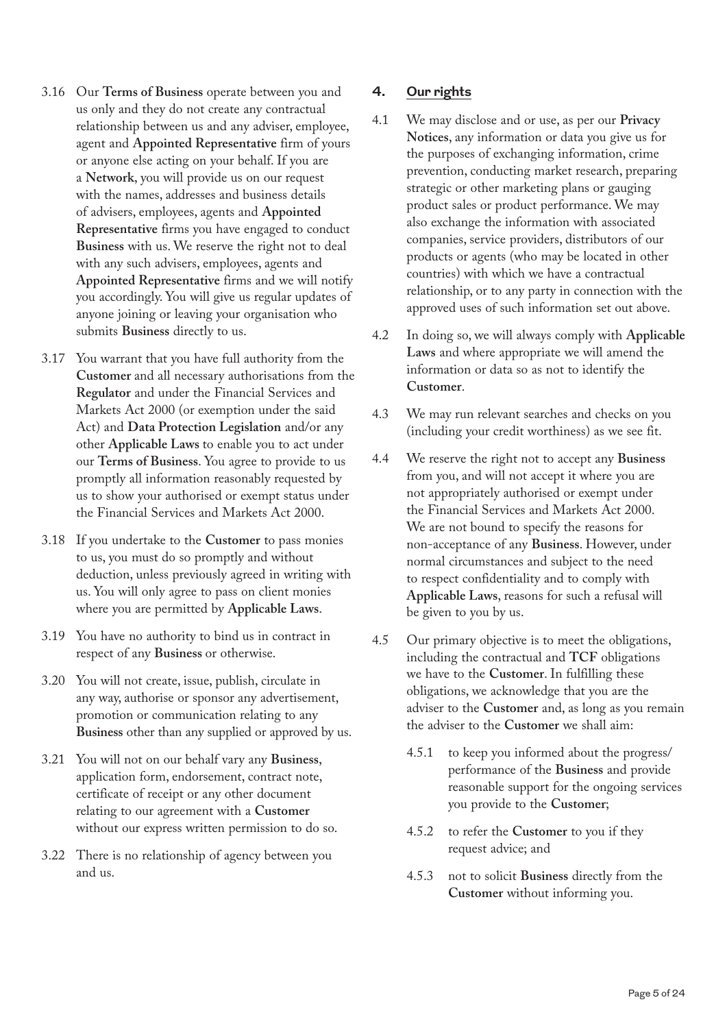3.16 Our **Terms of Business** operate between you and us only and they do not create any contractual relationship between us and any adviser, employee, agent and **Appointed Representative** firm of yours or anyone else acting on your behalf. If you are a **Network**, you will provide us on our request with the names, addresses and business details of advisers, employees, agents and **Appointed Representative** firms you have engaged to conduct **Business** with us. We reserve the right not to deal with any such advisers, employees, agents and **Appointed Representative** firms and we will notify you accordingly. You will give us regular updates of anyone joining or leaving your organisation who submits **Business** directly to us.

3.17 You warrant that you have full authority from the **Customer** and all necessary authorisations from the **Regulator** and under the Financial Services and Markets Act 2000 (or exemption under the said Act) and **Data Protection Legislation** and/or any other **Applicable Laws** to enable you to act under our **Terms of Business**. You agree to provide to us promptly all information reasonably requested by us to show your authorised or exempt status under the Financial Services and Markets Act 2000.

3.18 If you undertake to the **Customer** to pass monies to us, you must do so promptly and without deduction, unless previously agreed in writing with us. You will only agree to pass on client monies where you are permitted by **Applicable Laws**.

3.19 You have no authority to bind us in contract in respect of any **Business** or otherwise.

3.20 You will not create, issue, publish, circulate in any way, authorise or sponsor any advertisement, promotion or communication relating to any **Business** other than any supplied or approved by us.

3.21 You will not on our behalf vary any **Business**, application form, endorsement, contract note, certificate of receipt or any other document relating to our agreement with a **Customer** without our express written permission to do so.

3.22 There is no relationship of agency between you and us.

## 4. Our rights

4.1 We may disclose and or use, as per our **Privacy Notices**, any information or data you give us for the purposes of exchanging information, crime prevention, conducting market research, preparing strategic or other marketing plans or gauging product sales or product performance. We may also exchange the information with associated companies, service providers, distributors of our products or agents (who may be located in other countries) with which we have a contractual relationship, or to any party in connection with the approved uses of such information set out above.

4.2 In doing so, we will always comply with **Applicable Laws** and where appropriate we will amend the information or data so as not to identify the **Customer**.

4.3 We may run relevant searches and checks on you (including your credit worthiness) as we see fit.

4.4 We reserve the right not to accept any **Business** from you, and will not accept it where you are not appropriately authorised or exempt under the Financial Services and Markets Act 2000. We are not bound to specify the reasons for non-acceptance of any **Business**. However, under normal circumstances and subject to the need to respect confidentiality and to comply with **Applicable Laws**, reasons for such a refusal will be given to you by us.

4.5 Our primary objective is to meet the obligations, including the contractual and **TCF** obligations we have to the **Customer**. In fulfilling these obligations, we acknowledge that you are the adviser to the **Customer** and, as long as you remain the adviser to the **Customer** we shall aim:

   4.5.1 to keep you informed about the progress/performance of the **Business** and provide reasonable support for the ongoing services you provide to the **Customer**;

   4.5.2 to refer the **Customer** to you if they request advice; and

   4.5.3 not to solicit **Business** directly from the **Customer** without informing you.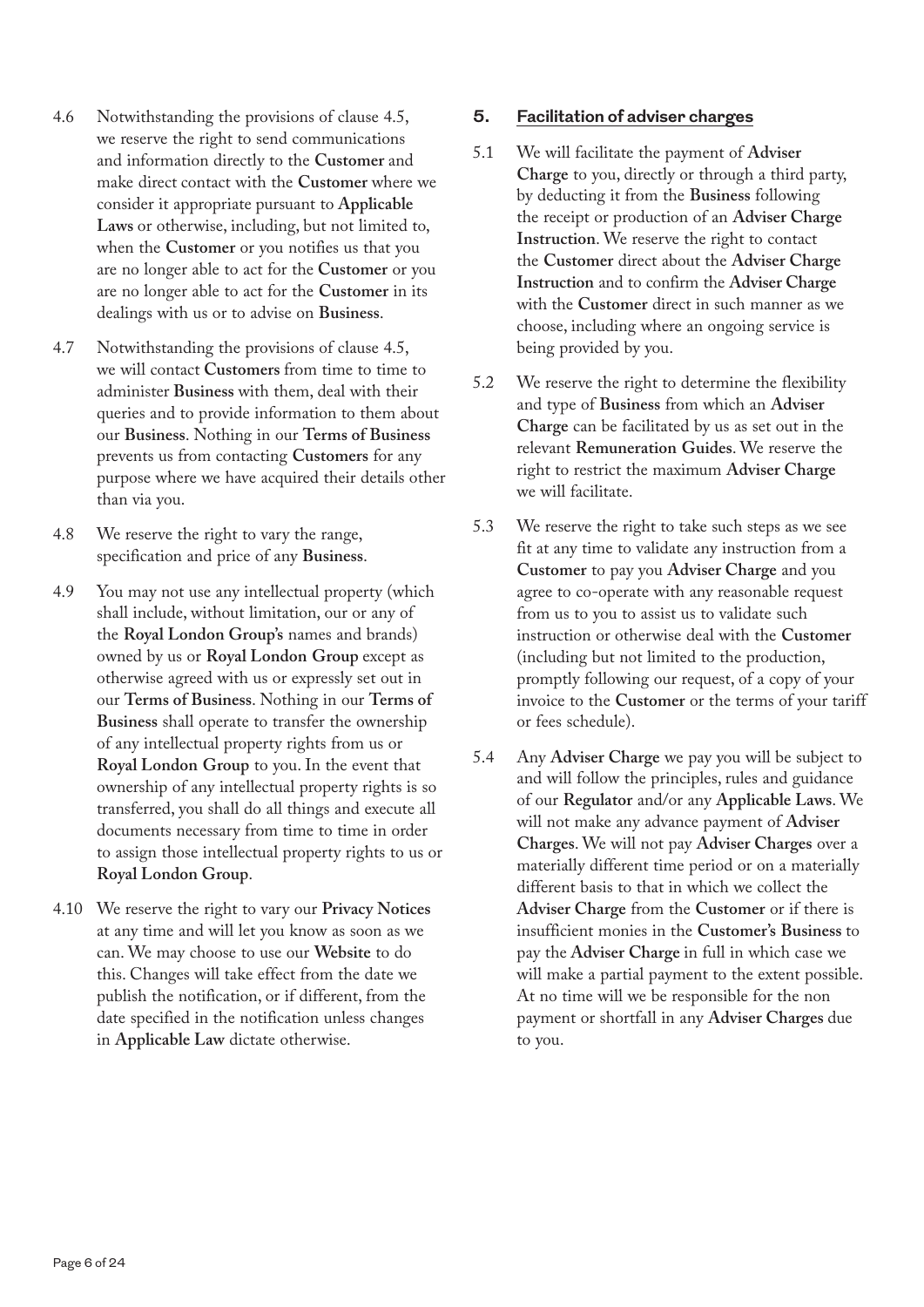4.6 Notwithstanding the provisions of clause 4.5, we reserve the right to send communications and information directly to the **Customer** and make direct contact with the **Customer** where we consider it appropriate pursuant to **Applicable Laws** or otherwise, including, but not limited to, when the **Customer** or you notifies us that you are no longer able to act for the **Customer** or you are no longer able to act for the **Customer** in its dealings with us or to advise on **Business**.

4.7 Notwithstanding the provisions of clause 4.5, we will contact **Customers** from time to time to administer **Business** with them, deal with their queries and to provide information to them about our **Business**. Nothing in our **Terms of Business** prevents us from contacting **Customers** for any purpose where we have acquired their details other than via you.

4.8 We reserve the right to vary the range, specification and price of any **Business**.

4.9 You may not use any intellectual property (which shall include, without limitation, our or any of the **Royal London Group's** names and brands) owned by us or **Royal London Group** except as otherwise agreed with us or expressly set out in our **Terms of Business**. Nothing in our **Terms of Business** shall operate to transfer the ownership of any intellectual property rights from us or **Royal London Group** to you. In the event that ownership of any intellectual property rights is so transferred, you shall do all things and execute all documents necessary from time to time in order to assign those intellectual property rights to us or **Royal London Group**.

4.10 We reserve the right to vary our **Privacy Notices** at any time and will let you know as soon as we can. We may choose to use our **Website** to do this. Changes will take effect from the date we publish the notification, or if different, from the date specified in the notification unless changes in **Applicable Law** dictate otherwise.

## 5. Facilitation of adviser charges

5.1 We will facilitate the payment of **Adviser Charge** to you, directly or through a third party, by deducting it from the **Business** following the receipt or production of an **Adviser Charge Instruction**. We reserve the right to contact the **Customer** direct about the **Adviser Charge Instruction** and to confirm the **Adviser Charge** with the **Customer** direct in such manner as we choose, including where an ongoing service is being provided by you.

5.2 We reserve the right to determine the flexibility and type of **Business** from which an **Adviser Charge** can be facilitated by us as set out in the relevant **Remuneration Guides**. We reserve the right to restrict the maximum **Adviser Charge** we will facilitate.

5.3 We reserve the right to take such steps as we see fit at any time to validate any instruction from a **Customer** to pay you **Adviser Charge** and you agree to co-operate with any reasonable request from us to you to assist us to validate such instruction or otherwise deal with the **Customer** (including but not limited to the production, promptly following our request, of a copy of your invoice to the **Customer** or the terms of your tariff or fees schedule).

5.4 Any **Adviser Charge** we pay you will be subject to and will follow the principles, rules and guidance of our **Regulator** and/or any **Applicable Laws**. We will not make any advance payment of **Adviser Charges**. We will not pay **Adviser Charges** over a materially different time period or on a materially different basis to that in which we collect the **Adviser Charge** from the **Customer** or if there is insufficient monies in the **Customer's Business** to pay the **Adviser Charge** in full in which case we will make a partial payment to the extent possible. At no time will we be responsible for the non payment or shortfall in any **Adviser Charges** due to you.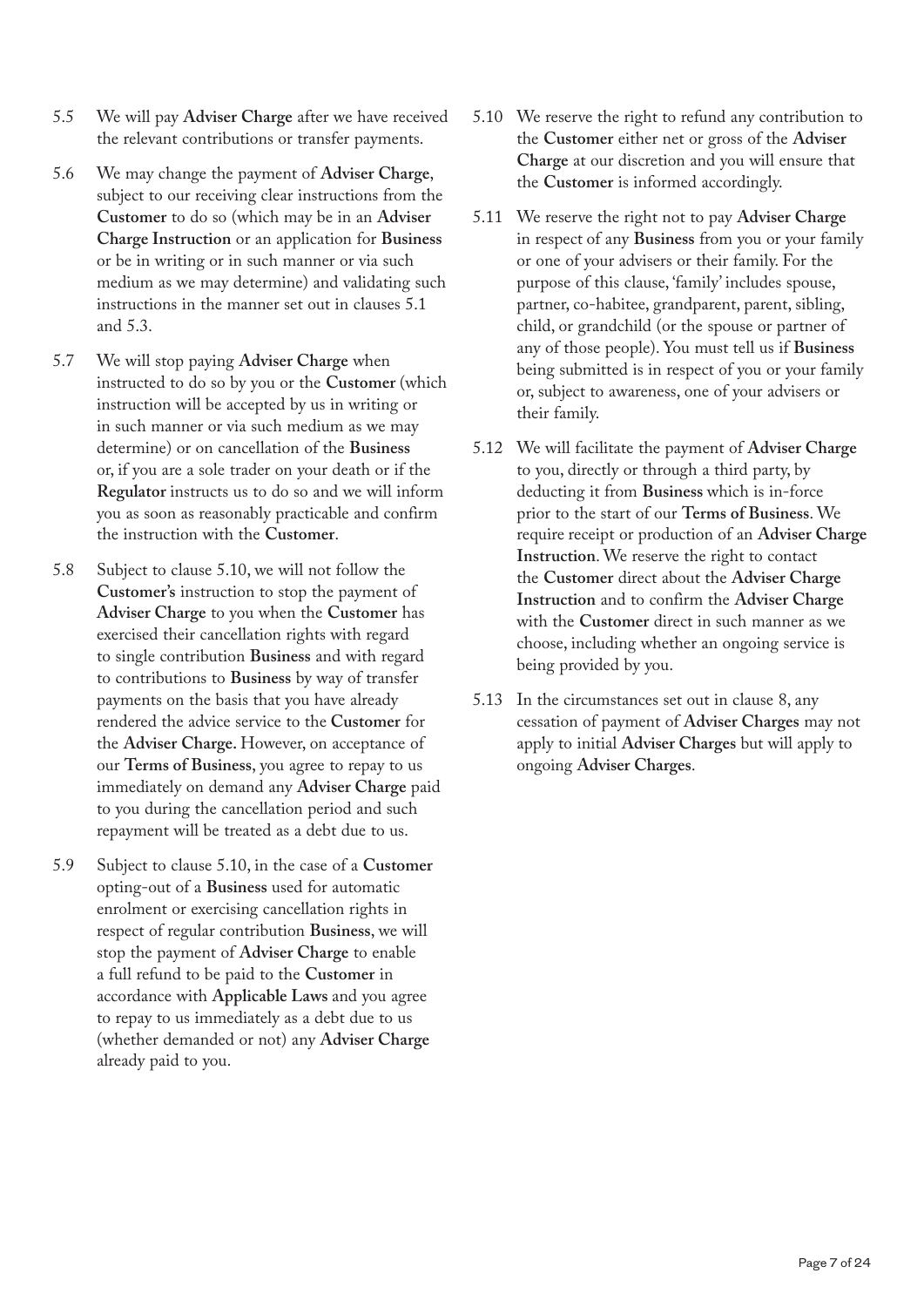5.5 We will pay **Adviser Charge** after we have received the relevant contributions or transfer payments.

5.6 We may change the payment of **Adviser Charge**, subject to our receiving clear instructions from the **Customer** to do so (which may be in an **Adviser Charge Instruction** or an application for **Business** or be in writing or in such manner or via such medium as we may determine) and validating such instructions in the manner set out in clauses 5.1 and 5.3.

5.7 We will stop paying **Adviser Charge** when instructed to do so by you or the **Customer** (which instruction will be accepted by us in writing or in such manner or via such medium as we may determine) or on cancellation of the **Business** or, if you are a sole trader on your death or if the **Regulator** instructs us to do so and we will inform you as soon as reasonably practicable and confirm the instruction with the **Customer**.

5.8 Subject to clause 5.10, we will not follow the **Customer's** instruction to stop the payment of **Adviser Charge** to you when the **Customer** has exercised their cancellation rights with regard to single contribution **Business** and with regard to contributions to **Business** by way of transfer payments on the basis that you have already rendered the advice service to the **Customer** for the **Adviser Charge.** However, on acceptance of our **Terms of Business**, you agree to repay to us immediately on demand any **Adviser Charge** paid to you during the cancellation period and such repayment will be treated as a debt due to us.

5.9 Subject to clause 5.10, in the case of a **Customer** opting-out of a **Business** used for automatic enrolment or exercising cancellation rights in respect of regular contribution **Business**, we will stop the payment of **Adviser Charge** to enable a full refund to be paid to the **Customer** in accordance with **Applicable Laws** and you agree to repay to us immediately as a debt due to us (whether demanded or not) any **Adviser Charge** already paid to you.

5.10 We reserve the right to refund any contribution to the **Customer** either net or gross of the **Adviser Charge** at our discretion and you will ensure that the **Customer** is informed accordingly.

5.11 We reserve the right not to pay **Adviser Charge** in respect of any **Business** from you or your family or one of your advisers or their family. For the purpose of this clause, 'family' includes spouse, partner, co-habitee, grandparent, parent, sibling, child, or grandchild (or the spouse or partner of any of those people). You must tell us if **Business** being submitted is in respect of you or your family or, subject to awareness, one of your advisers or their family.

5.12 We will facilitate the payment of **Adviser Charge** to you, directly or through a third party, by deducting it from **Business** which is in-force prior to the start of our **Terms of Business**. We require receipt or production of an **Adviser Charge Instruction**. We reserve the right to contact the **Customer** direct about the **Adviser Charge Instruction** and to confirm the **Adviser Charge** with the **Customer** direct in such manner as we choose, including whether an ongoing service is being provided by you.

5.13 In the circumstances set out in clause 8, any cessation of payment of **Adviser Charges** may not apply to initial **Adviser Charges** but will apply to ongoing **Adviser Charges**.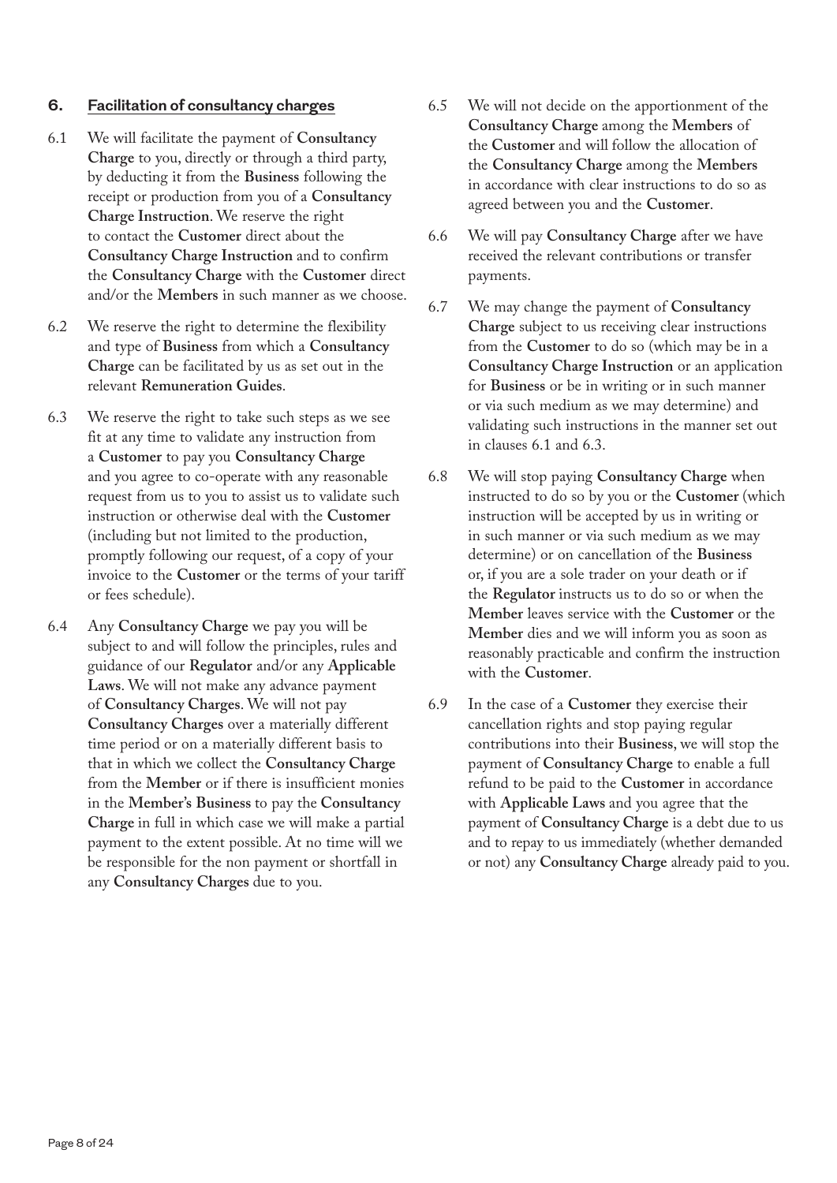## 6. Facilitation of consultancy charges

6.1 We will facilitate the payment of **Consultancy Charge** to you, directly or through a third party, by deducting it from the **Business** following the receipt or production from you of a **Consultancy Charge Instruction**. We reserve the right to contact the **Customer** direct about the **Consultancy Charge Instruction** and to confirm the **Consultancy Charge** with the **Customer** direct and/or the **Members** in such manner as we choose.

6.2 We reserve the right to determine the flexibility and type of **Business** from which a **Consultancy Charge** can be facilitated by us as set out in the relevant **Remuneration Guides**.

6.3 We reserve the right to take such steps as we see fit at any time to validate any instruction from a **Customer** to pay you **Consultancy Charge** and you agree to co-operate with any reasonable request from us to you to assist us to validate such instruction or otherwise deal with the **Customer** (including but not limited to the production, promptly following our request, of a copy of your invoice to the **Customer** or the terms of your tariff or fees schedule).

6.4 Any **Consultancy Charge** we pay you will be subject to and will follow the principles, rules and guidance of our **Regulator** and/or any **Applicable Laws**. We will not make any advance payment of **Consultancy Charges**. We will not pay **Consultancy Charges** over a materially different time period or on a materially different basis to that in which we collect the **Consultancy Charge** from the **Member** or if there is insufficient monies in the **Member's Business** to pay the **Consultancy Charge** in full in which case we will make a partial payment to the extent possible. At no time will we be responsible for the non payment or shortfall in any **Consultancy Charges** due to you.

6.5 We will not decide on the apportionment of the **Consultancy Charge** among the **Members** of the **Customer** and will follow the allocation of the **Consultancy Charge** among the **Members** in accordance with clear instructions to do so as agreed between you and the **Customer**.

6.6 We will pay **Consultancy Charge** after we have received the relevant contributions or transfer payments.

6.7 We may change the payment of **Consultancy Charge** subject to us receiving clear instructions from the **Customer** to do so (which may be in a **Consultancy Charge Instruction** or an application for **Business** or be in writing or in such manner or via such medium as we may determine) and validating such instructions in the manner set out in clauses 6.1 and 6.3.

6.8 We will stop paying **Consultancy Charge** when instructed to do so by you or the **Customer** (which instruction will be accepted by us in writing or in such manner or via such medium as we may determine) or on cancellation of the **Business** or, if you are a sole trader on your death or if the **Regulator** instructs us to do so or when the **Member** leaves service with the **Customer** or the **Member** dies and we will inform you as soon as reasonably practicable and confirm the instruction with the **Customer**.

6.9 In the case of a **Customer** they exercise their cancellation rights and stop paying regular contributions into their **Business**, we will stop the payment of **Consultancy Charge** to enable a full refund to be paid to the **Customer** in accordance with **Applicable Laws** and you agree that the payment of **Consultancy Charge** is a debt due to us and to repay to us immediately (whether demanded or not) any **Consultancy Charge** already paid to you.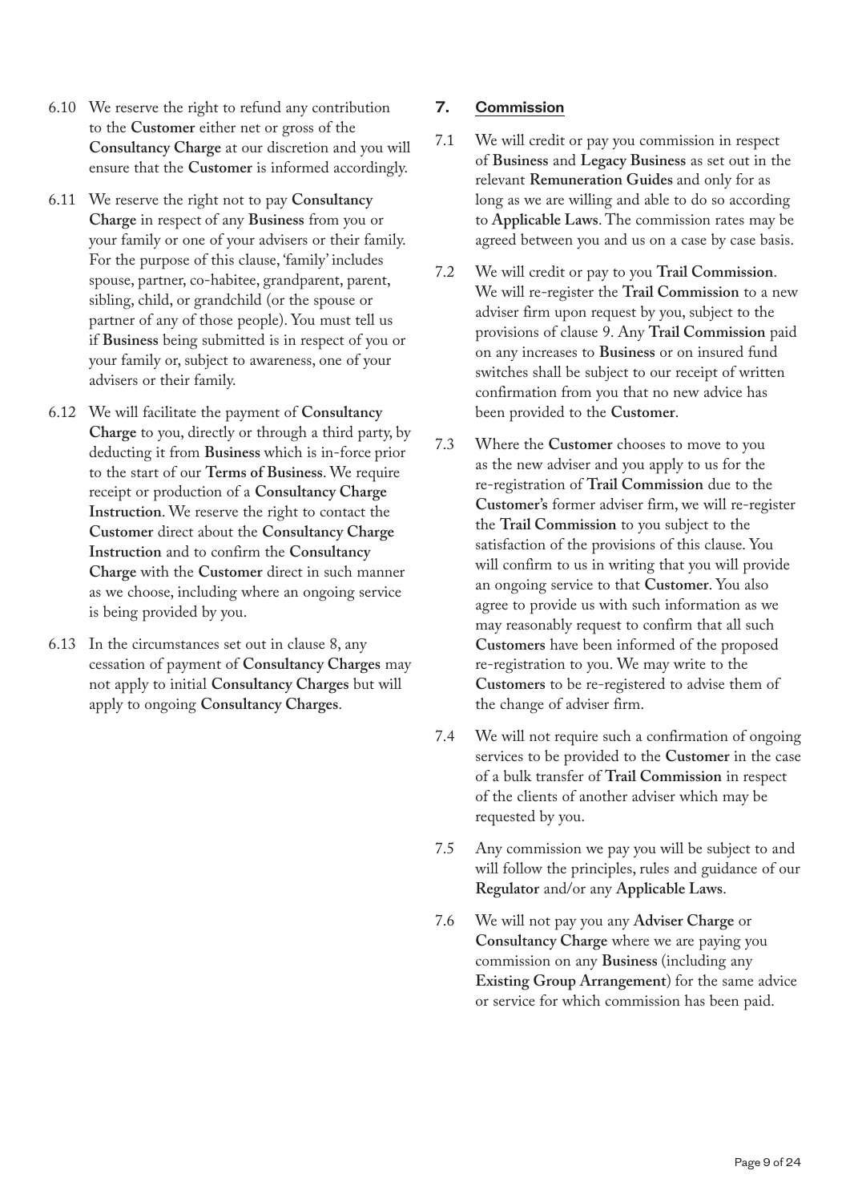6.10 We reserve the right to refund any contribution to the **Customer** either net or gross of the **Consultancy Charge** at our discretion and you will ensure that the **Customer** is informed accordingly.

6.11 We reserve the right not to pay **Consultancy Charge** in respect of any **Business** from you or your family or one of your advisers or their family. For the purpose of this clause, 'family' includes spouse, partner, co-habitee, grandparent, parent, sibling, child, or grandchild (or the spouse or partner of any of those people). You must tell us if **Business** being submitted is in respect of you or your family or, subject to awareness, one of your advisers or their family.

6.12 We will facilitate the payment of **Consultancy Charge** to you, directly or through a third party, by deducting it from **Business** which is in-force prior to the start of our **Terms of Business**. We require receipt or production of a **Consultancy Charge Instruction**. We reserve the right to contact the **Customer** direct about the **Consultancy Charge Instruction** and to confirm the **Consultancy Charge** with the **Customer** direct in such manner as we choose, including where an ongoing service is being provided by you.

6.13 In the circumstances set out in clause 8, any cessation of payment of **Consultancy Charges** may not apply to initial **Consultancy Charges** but will apply to ongoing **Consultancy Charges**.

## 7. Commission

7.1 We will credit or pay you commission in respect of **Business** and **Legacy Business** as set out in the relevant **Remuneration Guides** and only for as long as we are willing and able to do so according to **Applicable Laws**. The commission rates may be agreed between you and us on a case by case basis.

7.2 We will credit or pay to you **Trail Commission**. We will re-register the **Trail Commission** to a new adviser firm upon request by you, subject to the provisions of clause 9. Any **Trail Commission** paid on any increases to **Business** or on insured fund switches shall be subject to our receipt of written confirmation from you that no new advice has been provided to the **Customer**.

7.3 Where the **Customer** chooses to move to you as the new adviser and you apply to us for the re-registration of **Trail Commission** due to the **Customer's** former adviser firm, we will re-register the **Trail Commission** to you subject to the satisfaction of the provisions of this clause. You will confirm to us in writing that you will provide an ongoing service to that **Customer**. You also agree to provide us with such information as we may reasonably request to confirm that all such **Customers** have been informed of the proposed re-registration to you. We may write to the **Customers** to be re-registered to advise them of the change of adviser firm.

7.4 We will not require such a confirmation of ongoing services to be provided to the **Customer** in the case of a bulk transfer of **Trail Commission** in respect of the clients of another adviser which may be requested by you.

7.5 Any commission we pay you will be subject to and will follow the principles, rules and guidance of our **Regulator** and/or any **Applicable Laws**.

7.6 We will not pay you any **Adviser Charge** or **Consultancy Charge** where we are paying you commission on any **Business** (including any **Existing Group Arrangement**) for the same advice or service for which commission has been paid.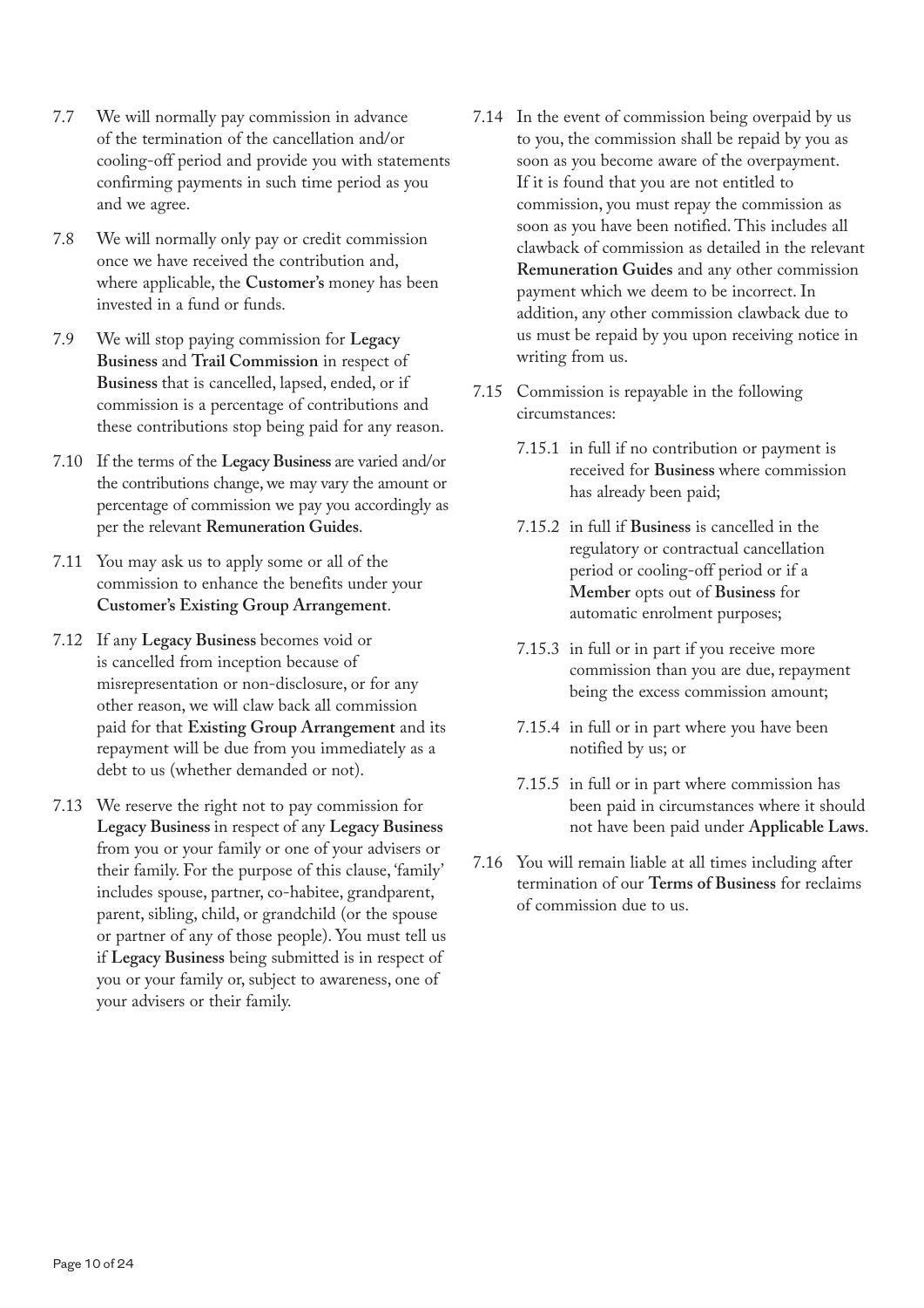7.7 We will normally pay commission in advance of the termination of the cancellation and/or cooling-off period and provide you with statements confirming payments in such time period as you and we agree.

7.8 We will normally only pay or credit commission once we have received the contribution and, where applicable, the **Customer's** money has been invested in a fund or funds.

7.9 We will stop paying commission for **Legacy Business** and **Trail Commission** in respect of **Business** that is cancelled, lapsed, ended, or if commission is a percentage of contributions and these contributions stop being paid for any reason.

7.10 If the terms of the **Legacy Business** are varied and/or the contributions change, we may vary the amount or percentage of commission we pay you accordingly as per the relevant **Remuneration Guides**.

7.11 You may ask us to apply some or all of the commission to enhance the benefits under your **Customer's Existing Group Arrangement**.

7.12 If any **Legacy Business** becomes void or is cancelled from inception because of misrepresentation or non-disclosure, or for any other reason, we will claw back all commission paid for that **Existing Group Arrangement** and its repayment will be due from you immediately as a debt to us (whether demanded or not).

7.13 We reserve the right not to pay commission for **Legacy Business** in respect of any **Legacy Business** from you or your family or one of your advisers or their family. For the purpose of this clause, 'family' includes spouse, partner, co-habitee, grandparent, parent, sibling, child, or grandchild (or the spouse or partner of any of those people). You must tell us if **Legacy Business** being submitted is in respect of you or your family or, subject to awareness, one of your advisers or their family.

7.14 In the event of commission being overpaid by us to you, the commission shall be repaid by you as soon as you become aware of the overpayment. If it is found that you are not entitled to commission, you must repay the commission as soon as you have been notified. This includes all clawback of commission as detailed in the relevant **Remuneration Guides** and any other commission payment which we deem to be incorrect. In addition, any other commission clawback due to us must be repaid by you upon receiving notice in writing from us.

7.15 Commission is repayable in the following circumstances:

- 7.15.1 in full if no contribution or payment is received for **Business** where commission has already been paid;
- 7.15.2 in full if **Business** is cancelled in the regulatory or contractual cancellation period or cooling-off period or if a **Member** opts out of **Business** for automatic enrolment purposes;
- 7.15.3 in full or in part if you receive more commission than you are due, repayment being the excess commission amount;
- 7.15.4 in full or in part where you have been notified by us; or
- 7.15.5 in full or in part where commission has been paid in circumstances where it should not have been paid under **Applicable Laws**.

7.16 You will remain liable at all times including after termination of our **Terms of Business** for reclaims of commission due to us.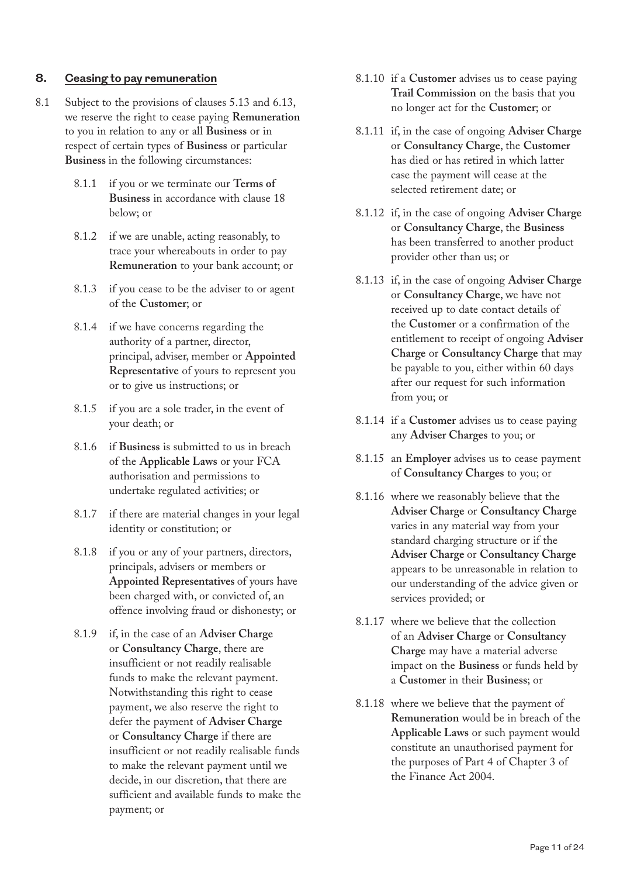## 8. Ceasing to pay remuneration

8.1 Subject to the provisions of clauses 5.13 and 6.13, we reserve the right to cease paying **Remuneration** to you in relation to any or all **Business** or in respect of certain types of **Business** or particular **Business** in the following circumstances:

8.1.1 if you or we terminate our **Terms of Business** in accordance with clause 18 below; or

8.1.2 if we are unable, acting reasonably, to trace your whereabouts in order to pay **Remuneration** to your bank account; or

8.1.3 if you cease to be the adviser to or agent of the **Customer**; or

8.1.4 if we have concerns regarding the authority of a partner, director, principal, adviser, member or **Appointed Representative** of yours to represent you or to give us instructions; or

8.1.5 if you are a sole trader, in the event of your death; or

8.1.6 if **Business** is submitted to us in breach of the **Applicable Laws** or your FCA authorisation and permissions to undertake regulated activities; or

8.1.7 if there are material changes in your legal identity or constitution; or

8.1.8 if you or any of your partners, directors, principals, advisers or members or **Appointed Representatives** of yours have been charged with, or convicted of, an offence involving fraud or dishonesty; or

8.1.9 if, in the case of an **Adviser Charge** or **Consultancy Charge**, there are insufficient or not readily realisable funds to make the relevant payment. Notwithstanding this right to cease payment, we also reserve the right to defer the payment of **Adviser Charge** or **Consultancy Charge** if there are insufficient or not readily realisable funds to make the relevant payment until we decide, in our discretion, that there are sufficient and available funds to make the payment; or

8.1.10 if a **Customer** advises us to cease paying **Trail Commission** on the basis that you no longer act for the **Customer**; or

8.1.11 if, in the case of ongoing **Adviser Charge** or **Consultancy Charge**, the **Customer** has died or has retired in which latter case the payment will cease at the selected retirement date; or

8.1.12 if, in the case of ongoing **Adviser Charge** or **Consultancy Charge**, the **Business** has been transferred to another product provider other than us; or

8.1.13 if, in the case of ongoing **Adviser Charge** or **Consultancy Charge**, we have not received up to date contact details of the **Customer** or a confirmation of the entitlement to receipt of ongoing **Adviser Charge** or **Consultancy Charge** that may be payable to you, either within 60 days after our request for such information from you; or

8.1.14 if a **Customer** advises us to cease paying any **Adviser Charges** to you; or

8.1.15 an **Employer** advises us to cease payment of **Consultancy Charges** to you; or

8.1.16 where we reasonably believe that the **Adviser Charge** or **Consultancy Charge** varies in any material way from your standard charging structure or if the **Adviser Charge** or **Consultancy Charge** appears to be unreasonable in relation to our understanding of the advice given or services provided; or

8.1.17 where we believe that the collection of an **Adviser Charge** or **Consultancy Charge** may have a material adverse impact on the **Business** or funds held by a **Customer** in their **Business**; or

8.1.18 where we believe that the payment of **Remuneration** would be in breach of the **Applicable Laws** or such payment would constitute an unauthorised payment for the purposes of Part 4 of Chapter 3 of the Finance Act 2004.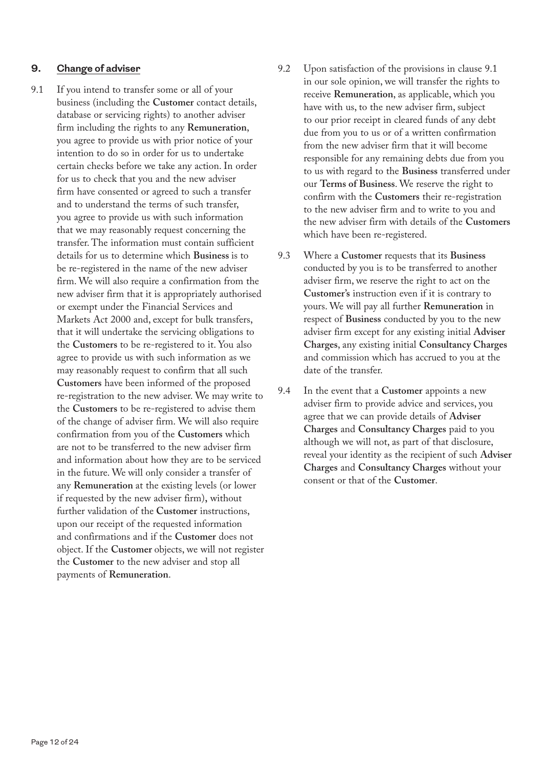## 9. Change of adviser

9.1 If you intend to transfer some or all of your business (including the **Customer** contact details, database or servicing rights) to another adviser firm including the rights to any **Remuneration**, you agree to provide us with prior notice of your intention to do so in order for us to undertake certain checks before we take any action. In order for us to check that you and the new adviser firm have consented or agreed to such a transfer and to understand the terms of such transfer, you agree to provide us with such information that we may reasonably request concerning the transfer. The information must contain sufficient details for us to determine which **Business** is to be re-registered in the name of the new adviser firm. We will also require a confirmation from the new adviser firm that it is appropriately authorised or exempt under the Financial Services and Markets Act 2000 and, except for bulk transfers, that it will undertake the servicing obligations to the **Customers** to be re-registered to it. You also agree to provide us with such information as we may reasonably request to confirm that all such **Customers** have been informed of the proposed re-registration to the new adviser. We may write to the **Customers** to be re-registered to advise them of the change of adviser firm. We will also require confirmation from you of the **Customers** which are not to be transferred to the new adviser firm and information about how they are to be serviced in the future. We will only consider a transfer of any **Remuneration** at the existing levels (or lower if requested by the new adviser firm), without further validation of the **Customer** instructions, upon our receipt of the requested information and confirmations and if the **Customer** does not object. If the **Customer** objects, we will not register the **Customer** to the new adviser and stop all payments of **Remuneration**.

9.2 Upon satisfaction of the provisions in clause 9.1 in our sole opinion, we will transfer the rights to receive **Remuneration**, as applicable, which you have with us, to the new adviser firm, subject to our prior receipt in cleared funds of any debt due from you to us or of a written confirmation from the new adviser firm that it will become responsible for any remaining debts due from you to us with regard to the **Business** transferred under our **Terms of Business**. We reserve the right to confirm with the **Customers** their re-registration to the new adviser firm and to write to you and the new adviser firm with details of the **Customers** which have been re-registered.

9.3 Where a **Customer** requests that its **Business** conducted by you is to be transferred to another adviser firm, we reserve the right to act on the **Customer's** instruction even if it is contrary to yours. We will pay all further **Remuneration** in respect of **Business** conducted by you to the new adviser firm except for any existing initial **Adviser Charges**, any existing initial **Consultancy Charges** and commission which has accrued to you at the date of the transfer.

9.4 In the event that a **Customer** appoints a new adviser firm to provide advice and services, you agree that we can provide details of **Adviser Charges** and **Consultancy Charges** paid to you although we will not, as part of that disclosure, reveal your identity as the recipient of such **Adviser Charges** and **Consultancy Charges** without your consent or that of the **Customer**.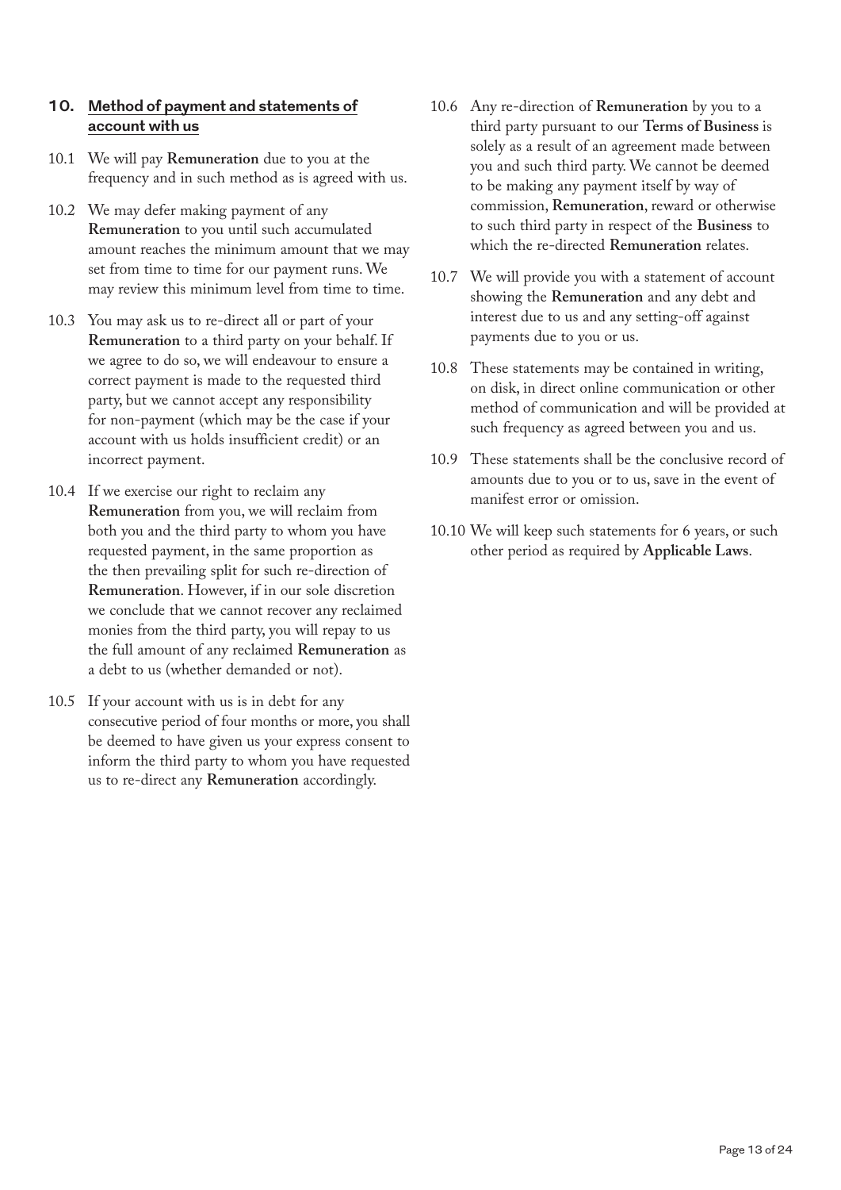## 10. Method of payment and statements of account with us

10.1 We will pay **Remuneration** due to you at the frequency and in such method as is agreed with us.

10.2 We may defer making payment of any **Remuneration** to you until such accumulated amount reaches the minimum amount that we may set from time to time for our payment runs. We may review this minimum level from time to time.

10.3 You may ask us to re-direct all or part of your **Remuneration** to a third party on your behalf. If we agree to do so, we will endeavour to ensure a correct payment is made to the requested third party, but we cannot accept any responsibility for non-payment (which may be the case if your account with us holds insufficient credit) or an incorrect payment.

10.4 If we exercise our right to reclaim any **Remuneration** from you, we will reclaim from both you and the third party to whom you have requested payment, in the same proportion as the then prevailing split for such re-direction of **Remuneration**. However, if in our sole discretion we conclude that we cannot recover any reclaimed monies from the third party, you will repay to us the full amount of any reclaimed **Remuneration** as a debt to us (whether demanded or not).

10.5 If your account with us is in debt for any consecutive period of four months or more, you shall be deemed to have given us your express consent to inform the third party to whom you have requested us to re-direct any **Remuneration** accordingly.

10.6 Any re-direction of **Remuneration** by you to a third party pursuant to our **Terms of Business** is solely as a result of an agreement made between you and such third party. We cannot be deemed to be making any payment itself by way of commission, **Remuneration**, reward or otherwise to such third party in respect of the **Business** to which the re-directed **Remuneration** relates.

10.7 We will provide you with a statement of account showing the **Remuneration** and any debt and interest due to us and any setting-off against payments due to you or us.

10.8 These statements may be contained in writing, on disk, in direct online communication or other method of communication and will be provided at such frequency as agreed between you and us.

10.9 These statements shall be the conclusive record of amounts due to you or to us, save in the event of manifest error or omission.

10.10 We will keep such statements for 6 years, or such other period as required by **Applicable Laws**.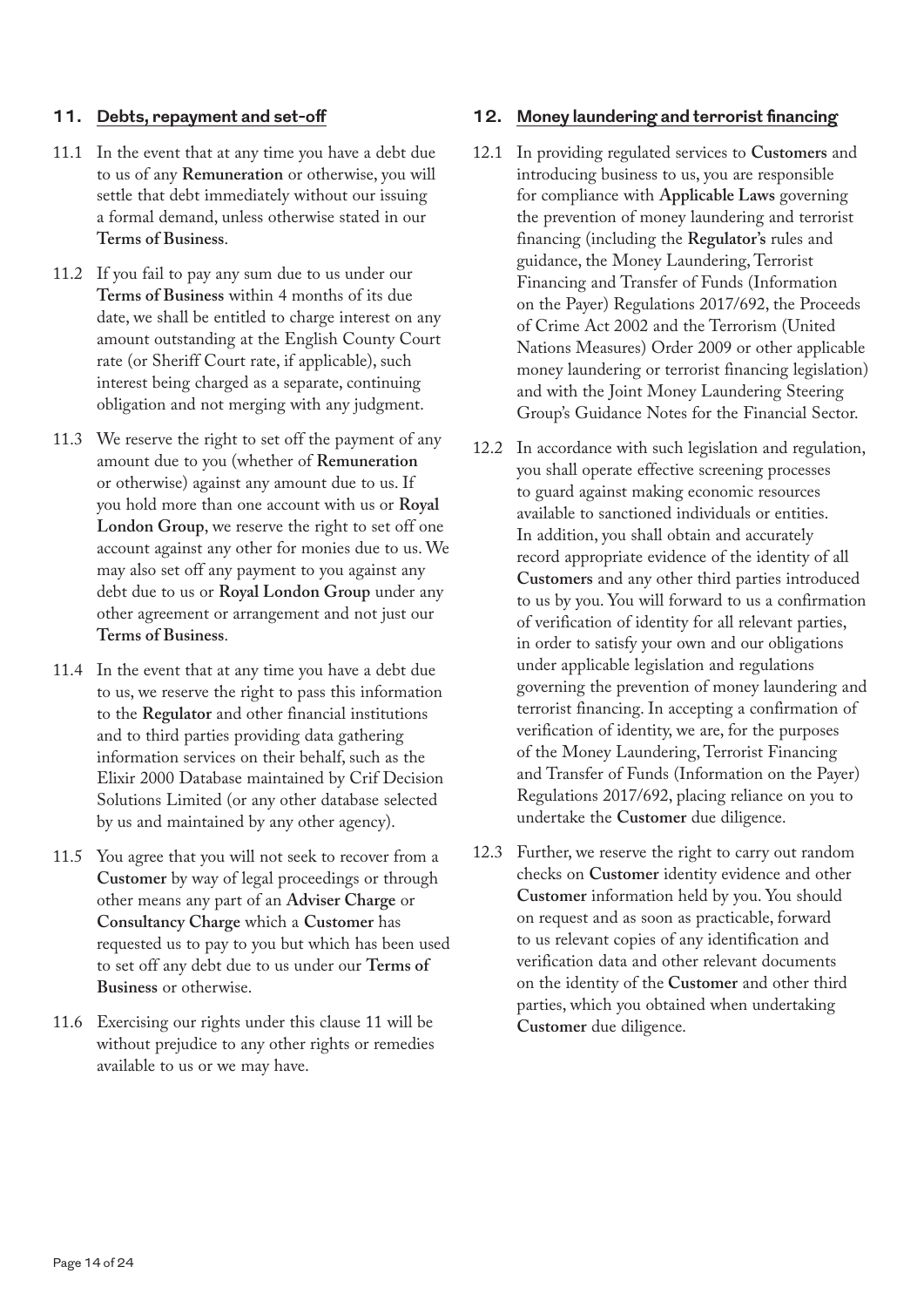## 11. Debts, repayment and set-off

11.1 In the event that at any time you have a debt due to us of any **Remuneration** or otherwise, you will settle that debt immediately without our issuing a formal demand, unless otherwise stated in our **Terms of Business**.

11.2 If you fail to pay any sum due to us under our **Terms of Business** within 4 months of its due date, we shall be entitled to charge interest on any amount outstanding at the English County Court rate (or Sheriff Court rate, if applicable), such interest being charged as a separate, continuing obligation and not merging with any judgment.

11.3 We reserve the right to set off the payment of any amount due to you (whether of **Remuneration** or otherwise) against any amount due to us. If you hold more than one account with us or **Royal London Group**, we reserve the right to set off one account against any other for monies due to us. We may also set off any payment to you against any debt due to us or **Royal London Group** under any other agreement or arrangement and not just our **Terms of Business**.

11.4 In the event that at any time you have a debt due to us, we reserve the right to pass this information to the **Regulator** and other financial institutions and to third parties providing data gathering information services on their behalf, such as the Elixir 2000 Database maintained by Crif Decision Solutions Limited (or any other database selected by us and maintained by any other agency).

11.5 You agree that you will not seek to recover from a **Customer** by way of legal proceedings or through other means any part of an **Adviser Charge** or **Consultancy Charge** which a **Customer** has requested us to pay to you but which has been used to set off any debt due to us under our **Terms of Business** or otherwise.

11.6 Exercising our rights under this clause 11 will be without prejudice to any other rights or remedies available to us or we may have.

## 12. Money laundering and terrorist financing

12.1 In providing regulated services to **Customers** and introducing business to us, you are responsible for compliance with **Applicable Laws** governing the prevention of money laundering and terrorist financing (including the **Regulator's** rules and guidance, the Money Laundering, Terrorist Financing and Transfer of Funds (Information on the Payer) Regulations 2017/692, the Proceeds of Crime Act 2002 and the Terrorism (United Nations Measures) Order 2009 or other applicable money laundering or terrorist financing legislation) and with the Joint Money Laundering Steering Group's Guidance Notes for the Financial Sector.

12.2 In accordance with such legislation and regulation, you shall operate effective screening processes to guard against making economic resources available to sanctioned individuals or entities. In addition, you shall obtain and accurately record appropriate evidence of the identity of all **Customers** and any other third parties introduced to us by you. You will forward to us a confirmation of verification of identity for all relevant parties, in order to satisfy your own and our obligations under applicable legislation and regulations governing the prevention of money laundering and terrorist financing. In accepting a confirmation of verification of identity, we are, for the purposes of the Money Laundering, Terrorist Financing and Transfer of Funds (Information on the Payer) Regulations 2017/692, placing reliance on you to undertake the **Customer** due diligence.

12.3 Further, we reserve the right to carry out random checks on **Customer** identity evidence and other **Customer** information held by you. You should on request and as soon as practicable, forward to us relevant copies of any identification and verification data and other relevant documents on the identity of the **Customer** and other third parties, which you obtained when undertaking **Customer** due diligence.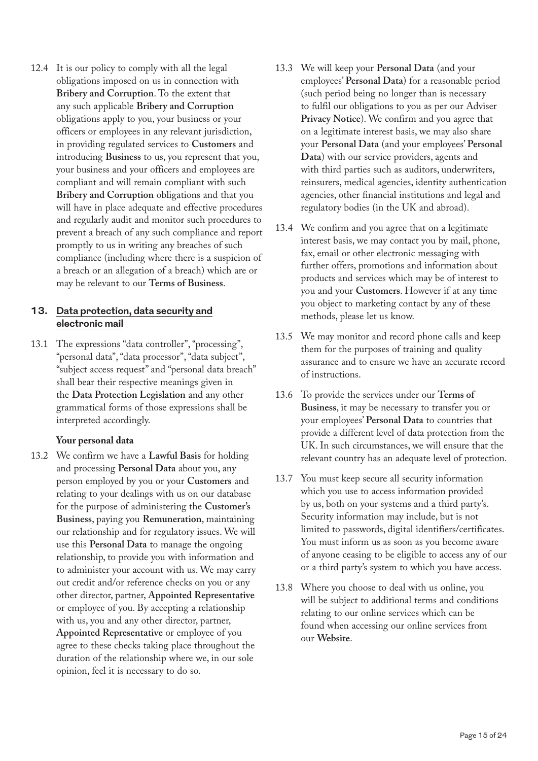12.4 It is our policy to comply with all the legal obligations imposed on us in connection with **Bribery and Corruption**. To the extent that any such applicable **Bribery and Corruption** obligations apply to you, your business or your officers or employees in any relevant jurisdiction, in providing regulated services to **Customers** and introducing **Business** to us, you represent that you, your business and your officers and employees are compliant and will remain compliant with such **Bribery and Corruption** obligations and that you will have in place adequate and effective procedures and regularly audit and monitor such procedures to prevent a breach of any such compliance and report promptly to us in writing any breaches of such compliance (including where there is a suspicion of a breach or an allegation of a breach) which are or may be relevant to our **Terms of Business**.

## 13. Data protection, data security and electronic mail

13.1 The expressions "data controller", "processing", "personal data", "data processor", "data subject", "subject access request" and "personal data breach" shall bear their respective meanings given in the **Data Protection Legislation** and any other grammatical forms of those expressions shall be interpreted accordingly.

**Your personal data**

13.2 We confirm we have a **Lawful Basis** for holding and processing **Personal Data** about you, any person employed by you or your **Customers** and relating to your dealings with us on our database for the purpose of administering the **Customer's Business**, paying you **Remuneration**, maintaining our relationship and for regulatory issues. We will use this **Personal Data** to manage the ongoing relationship, to provide you with information and to administer your account with us. We may carry out credit and/or reference checks on you or any other director, partner, **Appointed Representative** or employee of you. By accepting a relationship with us, you and any other director, partner, **Appointed Representative** or employee of you agree to these checks taking place throughout the duration of the relationship where we, in our sole opinion, feel it is necessary to do so.

13.3 We will keep your **Personal Data** (and your employees' **Personal Data**) for a reasonable period (such period being no longer than is necessary to fulfil our obligations to you as per our Adviser **Privacy Notice**). We confirm and you agree that on a legitimate interest basis, we may also share your **Personal Data** (and your employees' **Personal Data**) with our service providers, agents and with third parties such as auditors, underwriters, reinsurers, medical agencies, identity authentication agencies, other financial institutions and legal and regulatory bodies (in the UK and abroad).

13.4 We confirm and you agree that on a legitimate interest basis, we may contact you by mail, phone, fax, email or other electronic messaging with further offers, promotions and information about products and services which may be of interest to you and your **Customers**. However if at any time you object to marketing contact by any of these methods, please let us know.

13.5 We may monitor and record phone calls and keep them for the purposes of training and quality assurance and to ensure we have an accurate record of instructions.

13.6 To provide the services under our **Terms of Business**, it may be necessary to transfer you or your employees' **Personal Data** to countries that provide a different level of data protection from the UK. In such circumstances, we will ensure that the relevant country has an adequate level of protection.

13.7 You must keep secure all security information which you use to access information provided by us, both on your systems and a third party's. Security information may include, but is not limited to passwords, digital identifiers/certificates. You must inform us as soon as you become aware of anyone ceasing to be eligible to access any of our or a third party's system to which you have access.

13.8 Where you choose to deal with us online, you will be subject to additional terms and conditions relating to our online services which can be found when accessing our online services from our **Website**.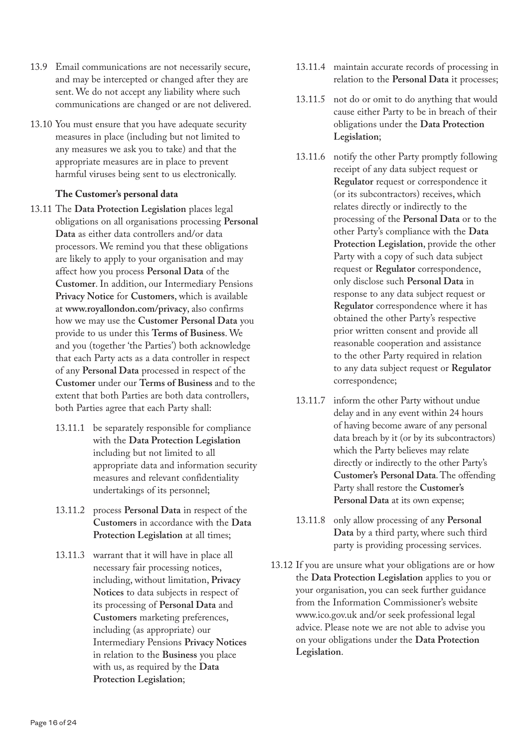13.9 Email communications are not necessarily secure, and may be intercepted or changed after they are sent. We do not accept any liability where such communications are changed or are not delivered.

13.10 You must ensure that you have adequate security measures in place (including but not limited to any measures we ask you to take) and that the appropriate measures are in place to prevent harmful viruses being sent to us electronically.

**The Customer's personal data**

13.11 The **Data Protection Legislation** places legal obligations on all organisations processing **Personal Data** as either data controllers and/or data processors. We remind you that these obligations are likely to apply to your organisation and may affect how you process **Personal Data** of the **Customer**. In addition, our Intermediary Pensions **Privacy Notice** for **Customers**, which is available at **www.royallondon.com/privacy**, also confirms how we may use the **Customer Personal Data** you provide to us under this **Terms of Business**. We and you (together 'the Parties') both acknowledge that each Party acts as a data controller in respect of any **Personal Data** processed in respect of the **Customer** under our **Terms of Business** and to the extent that both Parties are both data controllers, both Parties agree that each Party shall:

- 13.11.1 be separately responsible for compliance with the **Data Protection Legislation** including but not limited to all appropriate data and information security measures and relevant confidentiality undertakings of its personnel;
- 13.11.2 process **Personal Data** in respect of the **Customers** in accordance with the **Data Protection Legislation** at all times;
- 13.11.3 warrant that it will have in place all necessary fair processing notices, including, without limitation, **Privacy Notices** to data subjects in respect of its processing of **Personal Data** and **Customers** marketing preferences, including (as appropriate) our Intermediary Pensions **Privacy Notices** in relation to the **Business** you place with us, as required by the **Data Protection Legislation**;
- 13.11.4 maintain accurate records of processing in relation to the **Personal Data** it processes;
- 13.11.5 not do or omit to do anything that would cause either Party to be in breach of their obligations under the **Data Protection Legislation**;
- 13.11.6 notify the other Party promptly following receipt of any data subject request or **Regulator** request or correspondence it (or its subcontractors) receives, which relates directly or indirectly to the processing of the **Personal Data** or to the other Party's compliance with the **Data Protection Legislation**, provide the other Party with a copy of such data subject request or **Regulator** correspondence, only disclose such **Personal Data** in response to any data subject request or **Regulator** correspondence where it has obtained the other Party's respective prior written consent and provide all reasonable cooperation and assistance to the other Party required in relation to any data subject request or **Regulator** correspondence;
- 13.11.7 inform the other Party without undue delay and in any event within 24 hours of having become aware of any personal data breach by it (or by its subcontractors) which the Party believes may relate directly or indirectly to the other Party's **Customer's Personal Data**. The offending Party shall restore the **Customer's Personal Data** at its own expense;
- 13.11.8 only allow processing of any **Personal Data** by a third party, where such third party is providing processing services.

13.12 If you are unsure what your obligations are or how the **Data Protection Legislation** applies to you or your organisation, you can seek further guidance from the Information Commissioner's website www.ico.gov.uk and/or seek professional legal advice. Please note we are not able to advise you on your obligations under the **Data Protection Legislation**.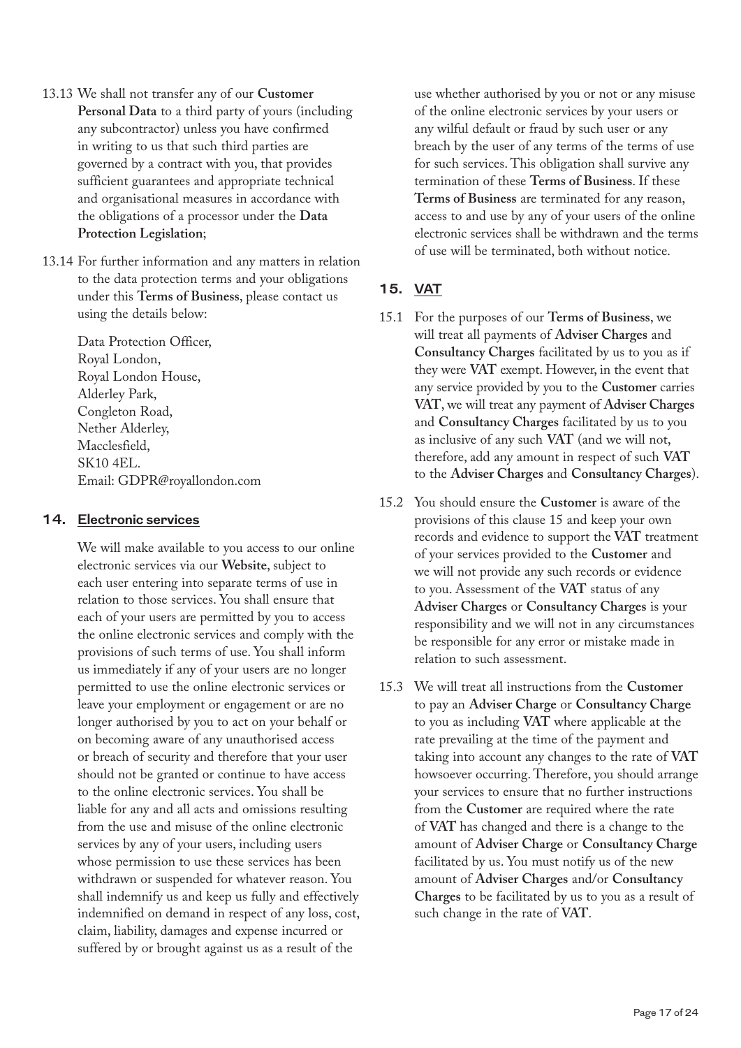13.13 We shall not transfer any of our **Customer Personal Data** to a third party of yours (including any subcontractor) unless you have confirmed in writing to us that such third parties are governed by a contract with you, that provides sufficient guarantees and appropriate technical and organisational measures in accordance with the obligations of a processor under the **Data Protection Legislation**;

13.14 For further information and any matters in relation to the data protection terms and your obligations under this **Terms of Business**, please contact us using the details below:

Data Protection Officer,
Royal London,
Royal London House,
Alderley Park,
Congleton Road,
Nether Alderley,
Macclesfield,
SK10 4EL.
Email: GDPR@royallondon.com

## 14. Electronic services

We will make available to you access to our online electronic services via our **Website**, subject to each user entering into separate terms of use in relation to those services. You shall ensure that each of your users are permitted by you to access the online electronic services and comply with the provisions of such terms of use. You shall inform us immediately if any of your users are no longer permitted to use the online electronic services or leave your employment or engagement or are no longer authorised by you to act on your behalf or on becoming aware of any unauthorised access or breach of security and therefore that your user should not be granted or continue to have access to the online electronic services. You shall be liable for any and all acts and omissions resulting from the use and misuse of the online electronic services by any of your users, including users whose permission to use these services has been withdrawn or suspended for whatever reason. You shall indemnify us and keep us fully and effectively indemnified on demand in respect of any loss, cost, claim, liability, damages and expense incurred or suffered by or brought against us as a result of the use whether authorised by you or not or any misuse of the online electronic services by your users or any wilful default or fraud by such user or any breach by the user of any terms of the terms of use for such services. This obligation shall survive any termination of these **Terms of Business**. If these **Terms of Business** are terminated for any reason, access to and use by any of your users of the online electronic services shall be withdrawn and the terms of use will be terminated, both without notice.

## 15. VAT

15.1 For the purposes of our **Terms of Business**, we will treat all payments of **Adviser Charges** and **Consultancy Charges** facilitated by us to you as if they were **VAT** exempt. However, in the event that any service provided by you to the **Customer** carries **VAT**, we will treat any payment of **Adviser Charges** and **Consultancy Charges** facilitated by us to you as inclusive of any such **VAT** (and we will not, therefore, add any amount in respect of such **VAT** to the **Adviser Charges** and **Consultancy Charges**).

15.2 You should ensure the **Customer** is aware of the provisions of this clause 15 and keep your own records and evidence to support the **VAT** treatment of your services provided to the **Customer** and we will not provide any such records or evidence to you. Assessment of the **VAT** status of any **Adviser Charges** or **Consultancy Charges** is your responsibility and we will not in any circumstances be responsible for any error or mistake made in relation to such assessment.

15.3 We will treat all instructions from the **Customer** to pay an **Adviser Charge** or **Consultancy Charge** to you as including **VAT** where applicable at the rate prevailing at the time of the payment and taking into account any changes to the rate of **VAT** howsoever occurring. Therefore, you should arrange your services to ensure that no further instructions from the **Customer** are required where the rate of **VAT** has changed and there is a change to the amount of **Adviser Charge** or **Consultancy Charge** facilitated by us. You must notify us of the new amount of **Adviser Charges** and/or **Consultancy Charges** to be facilitated by us to you as a result of such change in the rate of **VAT**.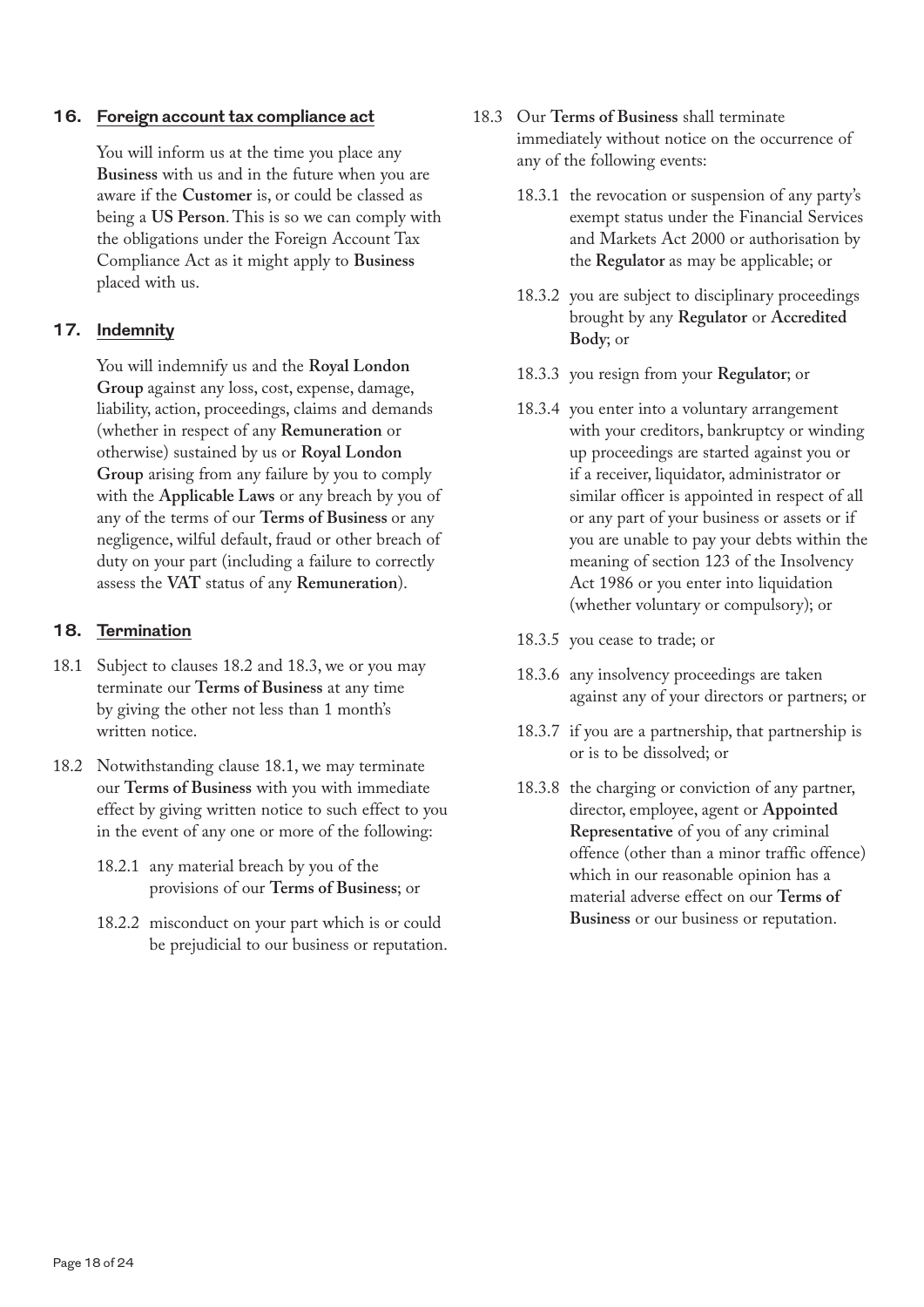## 16. Foreign account tax compliance act

You will inform us at the time you place any **Business** with us and in the future when you are aware if the **Customer** is, or could be classed as being a **US Person**. This is so we can comply with the obligations under the Foreign Account Tax Compliance Act as it might apply to **Business** placed with us.

## 17. Indemnity

You will indemnify us and the **Royal London Group** against any loss, cost, expense, damage, liability, action, proceedings, claims and demands (whether in respect of any **Remuneration** or otherwise) sustained by us or **Royal London Group** arising from any failure by you to comply with the **Applicable Laws** or any breach by you of any of the terms of our **Terms of Business** or any negligence, wilful default, fraud or other breach of duty on your part (including a failure to correctly assess the **VAT** status of any **Remuneration**).

## 18. Termination

18.1 Subject to clauses 18.2 and 18.3, we or you may terminate our **Terms of Business** at any time by giving the other not less than 1 month's written notice.

18.2 Notwithstanding clause 18.1, we may terminate our **Terms of Business** with you with immediate effect by giving written notice to such effect to you in the event of any one or more of the following:

18.2.1 any material breach by you of the provisions of our **Terms of Business**; or

18.2.2 misconduct on your part which is or could be prejudicial to our business or reputation.

18.3 Our **Terms of Business** shall terminate immediately without notice on the occurrence of any of the following events:

18.3.1 the revocation or suspension of any party's exempt status under the Financial Services and Markets Act 2000 or authorisation by the **Regulator** as may be applicable; or

18.3.2 you are subject to disciplinary proceedings brought by any **Regulator** or **Accredited Body**; or

18.3.3 you resign from your **Regulator**; or

18.3.4 you enter into a voluntary arrangement with your creditors, bankruptcy or winding up proceedings are started against you or if a receiver, liquidator, administrator or similar officer is appointed in respect of all or any part of your business or assets or if you are unable to pay your debts within the meaning of section 123 of the Insolvency Act 1986 or you enter into liquidation (whether voluntary or compulsory); or

18.3.5 you cease to trade; or

18.3.6 any insolvency proceedings are taken against any of your directors or partners; or

18.3.7 if you are a partnership, that partnership is or is to be dissolved; or

18.3.8 the charging or conviction of any partner, director, employee, agent or **Appointed Representative** of you of any criminal offence (other than a minor traffic offence) which in our reasonable opinion has a material adverse effect on our **Terms of Business** or our business or reputation.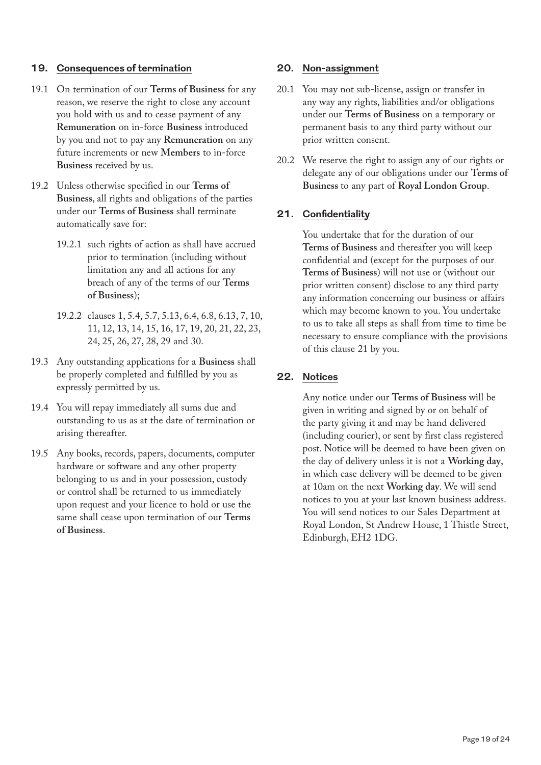## 19. Consequences of termination

19.1 On termination of our **Terms of Business** for any reason, we reserve the right to close any account you hold with us and to cease payment of any **Remuneration** on in-force **Business** introduced by you and not to pay any **Remuneration** on any future increments or new **Members** to in-force **Business** received by us.

19.2 Unless otherwise specified in our **Terms of Business**, all rights and obligations of the parties under our **Terms of Business** shall terminate automatically save for:

19.2.1 such rights of action as shall have accrued prior to termination (including without limitation any and all actions for any breach of any of the terms of our **Terms of Business**);

19.2.2 clauses 1, 5.4, 5.7, 5.13, 6.4, 6.8, 6.13, 7, 10, 11, 12, 13, 14, 15, 16, 17, 19, 20, 21, 22, 23, 24, 25, 26, 27, 28, 29 and 30.

19.3 Any outstanding applications for a **Business** shall be properly completed and fulfilled by you as expressly permitted by us.

19.4 You will repay immediately all sums due and outstanding to us as at the date of termination or arising thereafter.

19.5 Any books, records, papers, documents, computer hardware or software and any other property belonging to us and in your possession, custody or control shall be returned to us immediately upon request and your licence to hold or use the same shall cease upon termination of our **Terms of Business**.

## 20. Non-assignment

20.1 You may not sub-license, assign or transfer in any way any rights, liabilities and/or obligations under our **Terms of Business** on a temporary or permanent basis to any third party without our prior written consent.

20.2 We reserve the right to assign any of our rights or delegate any of our obligations under our **Terms of Business** to any part of **Royal London Group**.

## 21. Confidentiality

You undertake that for the duration of our **Terms of Business** and thereafter you will keep confidential and (except for the purposes of our **Terms of Business**) will not use or (without our prior written consent) disclose to any third party any information concerning our business or affairs which may become known to you. You undertake to us to take all steps as shall from time to time be necessary to ensure compliance with the provisions of this clause 21 by you.

## 22. Notices

Any notice under our **Terms of Business** will be given in writing and signed by or on behalf of the party giving it and may be hand delivered (including courier), or sent by first class registered post. Notice will be deemed to have been given on the day of delivery unless it is not a **Working day**, in which case delivery will be deemed to be given at 10am on the next **Working day**. We will send notices to you at your last known business address. You will send notices to our Sales Department at Royal London, St Andrew House, 1 Thistle Street, Edinburgh, EH2 1DG.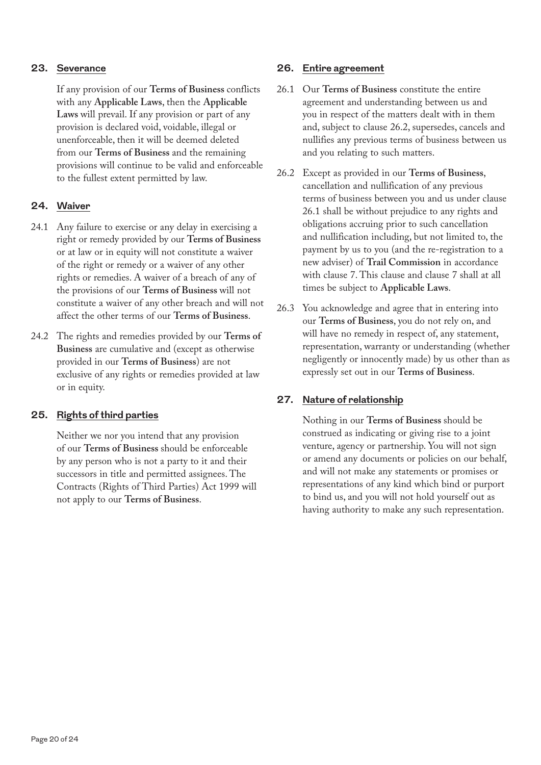## 23. Severance

If any provision of our **Terms of Business** conflicts with any **Applicable Laws**, then the **Applicable Laws** will prevail. If any provision or part of any provision is declared void, voidable, illegal or unenforceable, then it will be deemed deleted from our **Terms of Business** and the remaining provisions will continue to be valid and enforceable to the fullest extent permitted by law.

## 24. Waiver

24.1 Any failure to exercise or any delay in exercising a right or remedy provided by our **Terms of Business** or at law or in equity will not constitute a waiver of the right or remedy or a waiver of any other rights or remedies. A waiver of a breach of any of the provisions of our **Terms of Business** will not constitute a waiver of any other breach and will not affect the other terms of our **Terms of Business**.

24.2 The rights and remedies provided by our **Terms of Business** are cumulative and (except as otherwise provided in our **Terms of Business**) are not exclusive of any rights or remedies provided at law or in equity.

## 25. Rights of third parties

Neither we nor you intend that any provision of our **Terms of Business** should be enforceable by any person who is not a party to it and their successors in title and permitted assignees. The Contracts (Rights of Third Parties) Act 1999 will not apply to our **Terms of Business**.

## 26. Entire agreement

26.1 Our **Terms of Business** constitute the entire agreement and understanding between us and you in respect of the matters dealt with in them and, subject to clause 26.2, supersedes, cancels and nullifies any previous terms of business between us and you relating to such matters.

26.2 Except as provided in our **Terms of Business**, cancellation and nullification of any previous terms of business between you and us under clause 26.1 shall be without prejudice to any rights and obligations accruing prior to such cancellation and nullification including, but not limited to, the payment by us to you (and the re-registration to a new adviser) of **Trail Commission** in accordance with clause 7. This clause and clause 7 shall at all times be subject to **Applicable Laws**.

26.3 You acknowledge and agree that in entering into our **Terms of Business**, you do not rely on, and will have no remedy in respect of, any statement, representation, warranty or understanding (whether negligently or innocently made) by us other than as expressly set out in our **Terms of Business**.

## 27. Nature of relationship

Nothing in our **Terms of Business** should be construed as indicating or giving rise to a joint venture, agency or partnership. You will not sign or amend any documents or policies on our behalf, and will not make any statements or promises or representations of any kind which bind or purport to bind us, and you will not hold yourself out as having authority to make any such representation.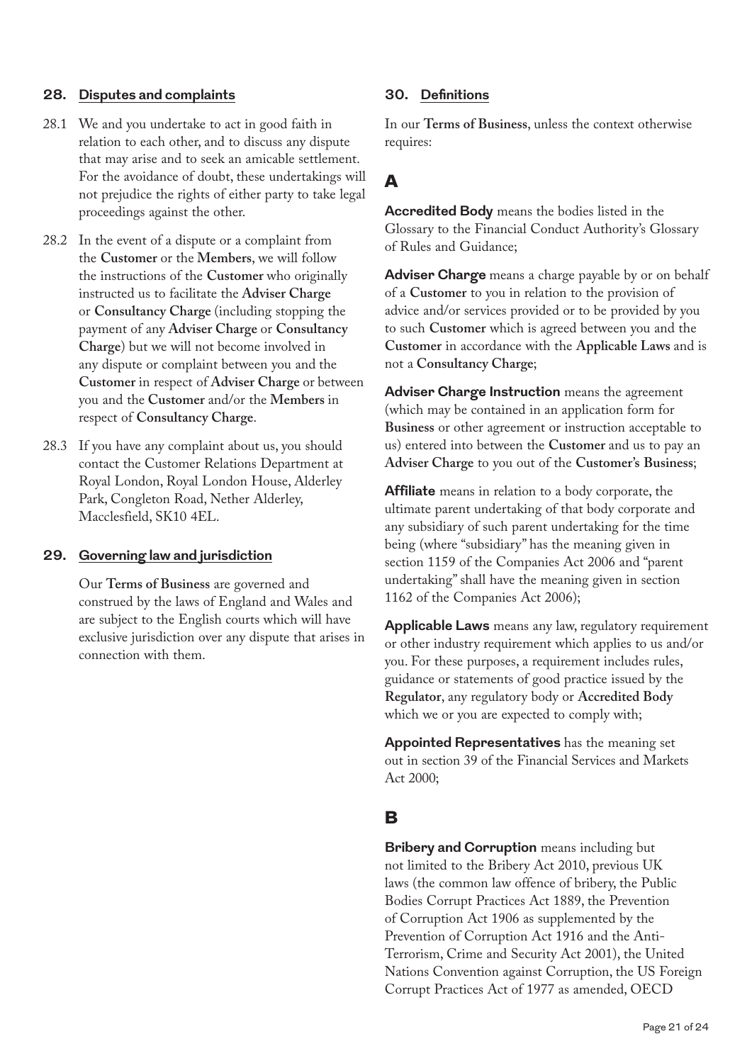## 28. Disputes and complaints

28.1 We and you undertake to act in good faith in relation to each other, and to discuss any dispute that may arise and to seek an amicable settlement. For the avoidance of doubt, these undertakings will not prejudice the rights of either party to take legal proceedings against the other.

28.2 In the event of a dispute or a complaint from the **Customer** or the **Members**, we will follow the instructions of the **Customer** who originally instructed us to facilitate the **Adviser Charge** or **Consultancy Charge** (including stopping the payment of any **Adviser Charge** or **Consultancy Charge**) but we will not become involved in any dispute or complaint between you and the **Customer** in respect of **Adviser Charge** or between you and the **Customer** and/or the **Members** in respect of **Consultancy Charge**.

28.3 If you have any complaint about us, you should contact the Customer Relations Department at Royal London, Royal London House, Alderley Park, Congleton Road, Nether Alderley, Macclesfield, SK10 4EL.

## 29. Governing law and jurisdiction

Our **Terms of Business** are governed and construed by the laws of England and Wales and are subject to the English courts which will have exclusive jurisdiction over any dispute that arises in connection with them.

## 30. Definitions

In our **Terms of Business**, unless the context otherwise requires:

### A

**Accredited Body** means the bodies listed in the Glossary to the Financial Conduct Authority's Glossary of Rules and Guidance;

**Adviser Charge** means a charge payable by or on behalf of a **Customer** to you in relation to the provision of advice and/or services provided or to be provided by you to such **Customer** which is agreed between you and the **Customer** in accordance with the **Applicable Laws** and is not a **Consultancy Charge**;

**Adviser Charge Instruction** means the agreement (which may be contained in an application form for **Business** or other agreement or instruction acceptable to us) entered into between the **Customer** and us to pay an **Adviser Charge** to you out of the **Customer's Business**;

**Affiliate** means in relation to a body corporate, the ultimate parent undertaking of that body corporate and any subsidiary of such parent undertaking for the time being (where "subsidiary" has the meaning given in section 1159 of the Companies Act 2006 and "parent undertaking" shall have the meaning given in section 1162 of the Companies Act 2006);

**Applicable Laws** means any law, regulatory requirement or other industry requirement which applies to us and/or you. For these purposes, a requirement includes rules, guidance or statements of good practice issued by the **Regulator**, any regulatory body or **Accredited Body** which we or you are expected to comply with;

**Appointed Representatives** has the meaning set out in section 39 of the Financial Services and Markets Act 2000;

### B

**Bribery and Corruption** means including but not limited to the Bribery Act 2010, previous UK laws (the common law offence of bribery, the Public Bodies Corrupt Practices Act 1889, the Prevention of Corruption Act 1906 as supplemented by the Prevention of Corruption Act 1916 and the Anti-Terrorism, Crime and Security Act 2001), the United Nations Convention against Corruption, the US Foreign Corrupt Practices Act of 1977 as amended, OECD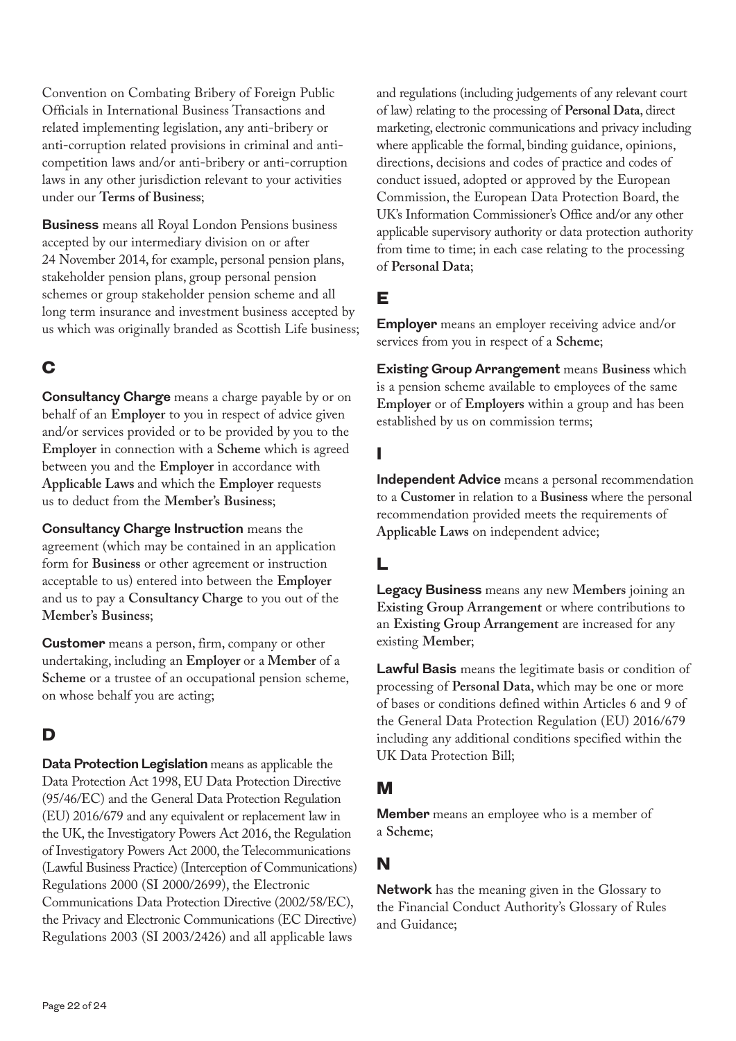Convention on Combating Bribery of Foreign Public Officials in International Business Transactions and related implementing legislation, any anti-bribery or anti-corruption related provisions in criminal and anti-competition laws and/or anti-bribery or anti-corruption laws in any other jurisdiction relevant to your activities under our **Terms of Business**;

**Business** means all Royal London Pensions business accepted by our intermediary division on or after 24 November 2014, for example, personal pension plans, stakeholder pension plans, group personal pension schemes or group stakeholder pension scheme and all long term insurance and investment business accepted by us which was originally branded as Scottish Life business;

## C

**Consultancy Charge** means a charge payable by or on behalf of an **Employer** to you in respect of advice given and/or services provided or to be provided by you to the **Employer** in connection with a **Scheme** which is agreed between you and the **Employer** in accordance with **Applicable Laws** and which the **Employer** requests us to deduct from the **Member's Business**;

**Consultancy Charge Instruction** means the agreement (which may be contained in an application form for **Business** or other agreement or instruction acceptable to us) entered into between the **Employer** and us to pay a **Consultancy Charge** to you out of the **Member's Business**;

**Customer** means a person, firm, company or other undertaking, including an **Employer** or a **Member** of a **Scheme** or a trustee of an occupational pension scheme, on whose behalf you are acting;

## D

**Data Protection Legislation** means as applicable the Data Protection Act 1998, EU Data Protection Directive (95/46/EC) and the General Data Protection Regulation (EU) 2016/679 and any equivalent or replacement law in the UK, the Investigatory Powers Act 2016, the Regulation of Investigatory Powers Act 2000, the Telecommunications (Lawful Business Practice) (Interception of Communications) Regulations 2000 (SI 2000/2699), the Electronic Communications Data Protection Directive (2002/58/EC), the Privacy and Electronic Communications (EC Directive) Regulations 2003 (SI 2003/2426) and all applicable laws and regulations (including judgements of any relevant court of law) relating to the processing of **Personal Data**, direct marketing, electronic communications and privacy including where applicable the formal, binding guidance, opinions, directions, decisions and codes of practice and codes of conduct issued, adopted or approved by the European Commission, the European Data Protection Board, the UK's Information Commissioner's Office and/or any other applicable supervisory authority or data protection authority from time to time; in each case relating to the processing of **Personal Data**;

## E

**Employer** means an employer receiving advice and/or services from you in respect of a **Scheme**;

**Existing Group Arrangement** means **Business** which is a pension scheme available to employees of the same **Employer** or of **Employers** within a group and has been established by us on commission terms;

## I

**Independent Advice** means a personal recommendation to a **Customer** in relation to a **Business** where the personal recommendation provided meets the requirements of **Applicable Laws** on independent advice;

## L

**Legacy Business** means any new **Members** joining an **Existing Group Arrangement** or where contributions to an **Existing Group Arrangement** are increased for any existing **Member**;

**Lawful Basis** means the legitimate basis or condition of processing of **Personal Data**, which may be one or more of bases or conditions defined within Articles 6 and 9 of the General Data Protection Regulation (EU) 2016/679 including any additional conditions specified within the UK Data Protection Bill;

## M

**Member** means an employee who is a member of a **Scheme**;

## N

**Network** has the meaning given in the Glossary to the Financial Conduct Authority's Glossary of Rules and Guidance;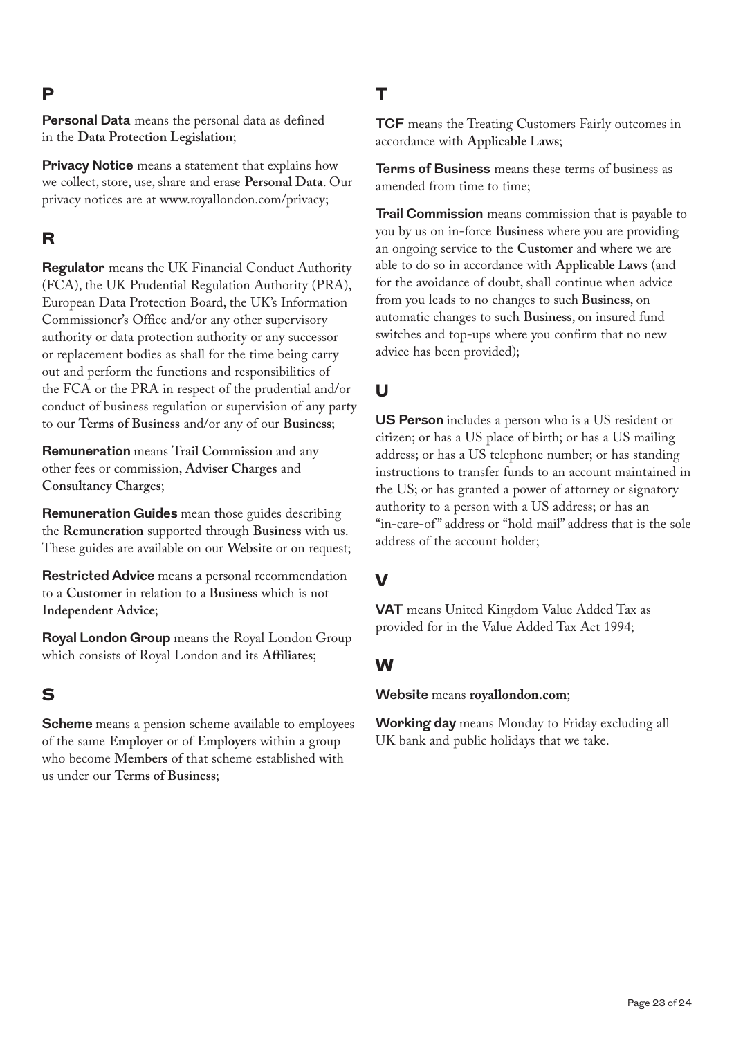## P

**Personal Data** means the personal data as defined in the **Data Protection Legislation**;

**Privacy Notice** means a statement that explains how we collect, store, use, share and erase **Personal Data**. Our privacy notices are at www.royallondon.com/privacy;

## R

**Regulator** means the UK Financial Conduct Authority (FCA), the UK Prudential Regulation Authority (PRA), European Data Protection Board, the UK's Information Commissioner's Office and/or any other supervisory authority or data protection authority or any successor or replacement bodies as shall for the time being carry out and perform the functions and responsibilities of the FCA or the PRA in respect of the prudential and/or conduct of business regulation or supervision of any party to our **Terms of Business** and/or any of our **Business**;

**Remuneration** means **Trail Commission** and any other fees or commission, **Adviser Charges** and **Consultancy Charges**;

**Remuneration Guides** mean those guides describing the **Remuneration** supported through **Business** with us. These guides are available on our **Website** or on request;

**Restricted Advice** means a personal recommendation to a **Customer** in relation to a **Business** which is not **Independent Advice**;

**Royal London Group** means the Royal London Group which consists of Royal London and its **Affiliates**;

## S

**Scheme** means a pension scheme available to employees of the same **Employer** or of **Employers** within a group who become **Members** of that scheme established with us under our **Terms of Business**;

## T

**TCF** means the Treating Customers Fairly outcomes in accordance with **Applicable Laws**;

**Terms of Business** means these terms of business as amended from time to time;

**Trail Commission** means commission that is payable to you by us on in-force **Business** where you are providing an ongoing service to the **Customer** and where we are able to do so in accordance with **Applicable Laws** (and for the avoidance of doubt, shall continue when advice from you leads to no changes to such **Business**, on automatic changes to such **Business**, on insured fund switches and top-ups where you confirm that no new advice has been provided);

## U

**US Person** includes a person who is a US resident or citizen; or has a US place of birth; or has a US mailing address; or has a US telephone number; or has standing instructions to transfer funds to an account maintained in the US; or has granted a power of attorney or signatory authority to a person with a US address; or has an "in-care-of" address or "hold mail" address that is the sole address of the account holder;

## V

**VAT** means United Kingdom Value Added Tax as provided for in the Value Added Tax Act 1994;

## W

**Website** means **royallondon.com**;

**Working day** means Monday to Friday excluding all UK bank and public holidays that we take.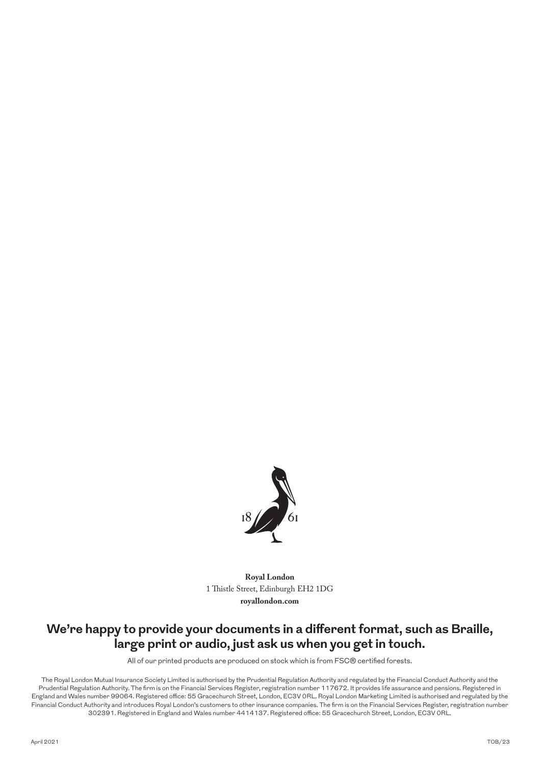**Royal London**
1 Thistle Street, Edinburgh EH2 1DG
**royallondon.com**

## We're happy to provide your documents in a different format, such as Braille, large print or audio, just ask us when you get in touch.

All of our printed products are produced on stock which is from FSC® certified forests.

The Royal London Mutual Insurance Society Limited is authorised by the Prudential Regulation Authority and regulated by the Financial Conduct Authority and the Prudential Regulation Authority. The firm is on the Financial Services Register, registration number 117672. It provides life assurance and pensions. Registered in England and Wales number 99064. Registered office: 55 Gracechurch Street, London, EC3V 0RL. Royal London Marketing Limited is authorised and regulated by the Financial Conduct Authority and introduces Royal London's customers to other insurance companies. The firm is on the Financial Services Register, registration number 302391. Registered in England and Wales number 4414137. Registered office: 55 Gracechurch Street, London, EC3V 0RL.

April 2021 TOB/23